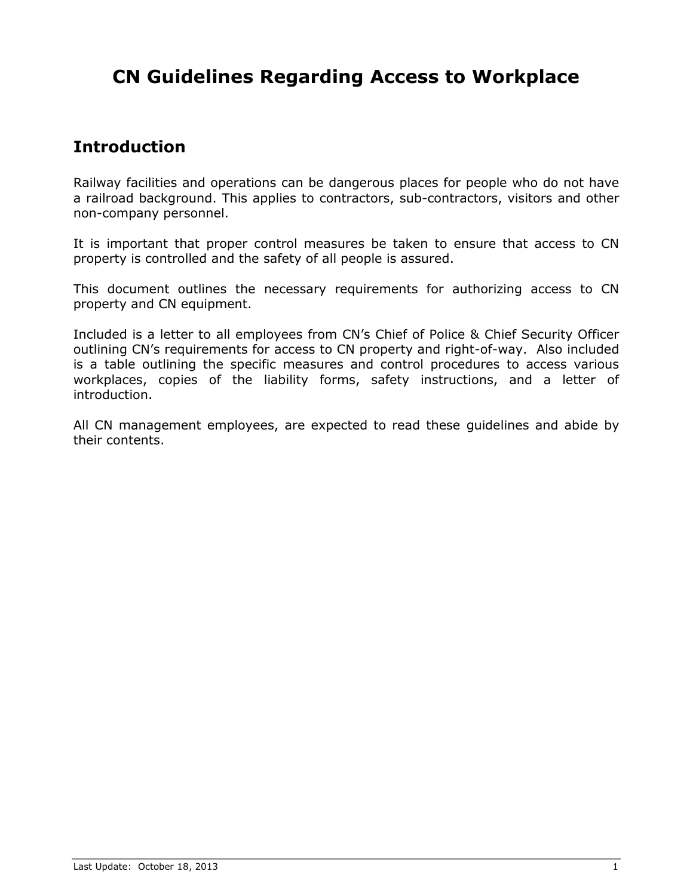# CN Guidelines Regarding Access to Workplace

## Introduction

Railway facilities and operations can be dangerous places for people who do not have a railroad background. This applies to contractors, sub-contractors, visitors and other non-company personnel.

It is important that proper control measures be taken to ensure that access to CN property is controlled and the safety of all people is assured.

This document outlines the necessary requirements for authorizing access to CN property and CN equipment.

Included is a letter to all employees from CN's Chief of Police & Chief Security Officer outlining CN's requirements for access to CN property and right-of-way. Also included is a table outlining the specific measures and control procedures to access various workplaces, copies of the liability forms, safety instructions, and a letter of introduction.

All CN management employees, are expected to read these guidelines and abide by their contents.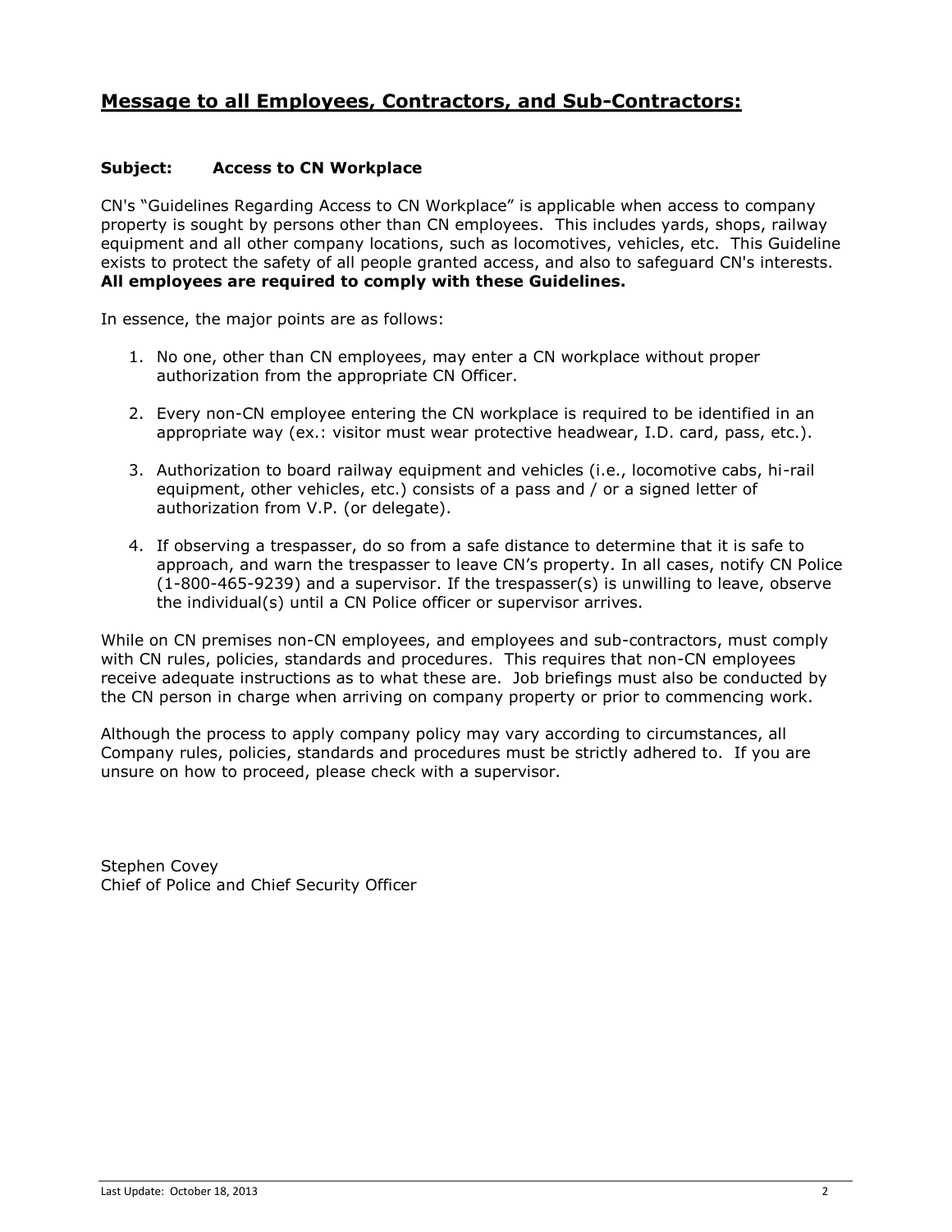## Message to all Employees, Contractors, and Sub-Contractors:

**Subject: Access to CN Workplace**

CN's "Guidelines Regarding Access to CN Workplace" is applicable when access to company property is sought by persons other than CN employees. This includes yards, shops, railway equipment and all other company locations, such as locomotives, vehicles, etc. This Guideline exists to protect the safety of all people granted access, and also to safeguard CN's interests. **All employees are required to comply with these Guidelines.**

In essence, the major points are as follows:

1. No one, other than CN employees, may enter a CN workplace without proper authorization from the appropriate CN Officer.

2. Every non-CN employee entering the CN workplace is required to be identified in an appropriate way (ex.: visitor must wear protective headwear, I.D. card, pass, etc.).

3. Authorization to board railway equipment and vehicles (i.e., locomotive cabs, hi-rail equipment, other vehicles, etc.) consists of a pass and / or a signed letter of authorization from V.P. (or delegate).

4. If observing a trespasser, do so from a safe distance to determine that it is safe to approach, and warn the trespasser to leave CN's property. In all cases, notify CN Police (1-800-465-9239) and a supervisor. If the trespasser(s) is unwilling to leave, observe the individual(s) until a CN Police officer or supervisor arrives.

While on CN premises non-CN employees, and employees and sub-contractors, must comply with CN rules, policies, standards and procedures. This requires that non-CN employees receive adequate instructions as to what these are. Job briefings must also be conducted by the CN person in charge when arriving on company property or prior to commencing work.

Although the process to apply company policy may vary according to circumstances, all Company rules, policies, standards and procedures must be strictly adhered to. If you are unsure on how to proceed, please check with a supervisor.

Stephen Covey
Chief of Police and Chief Security Officer

Last Update: October 18, 2013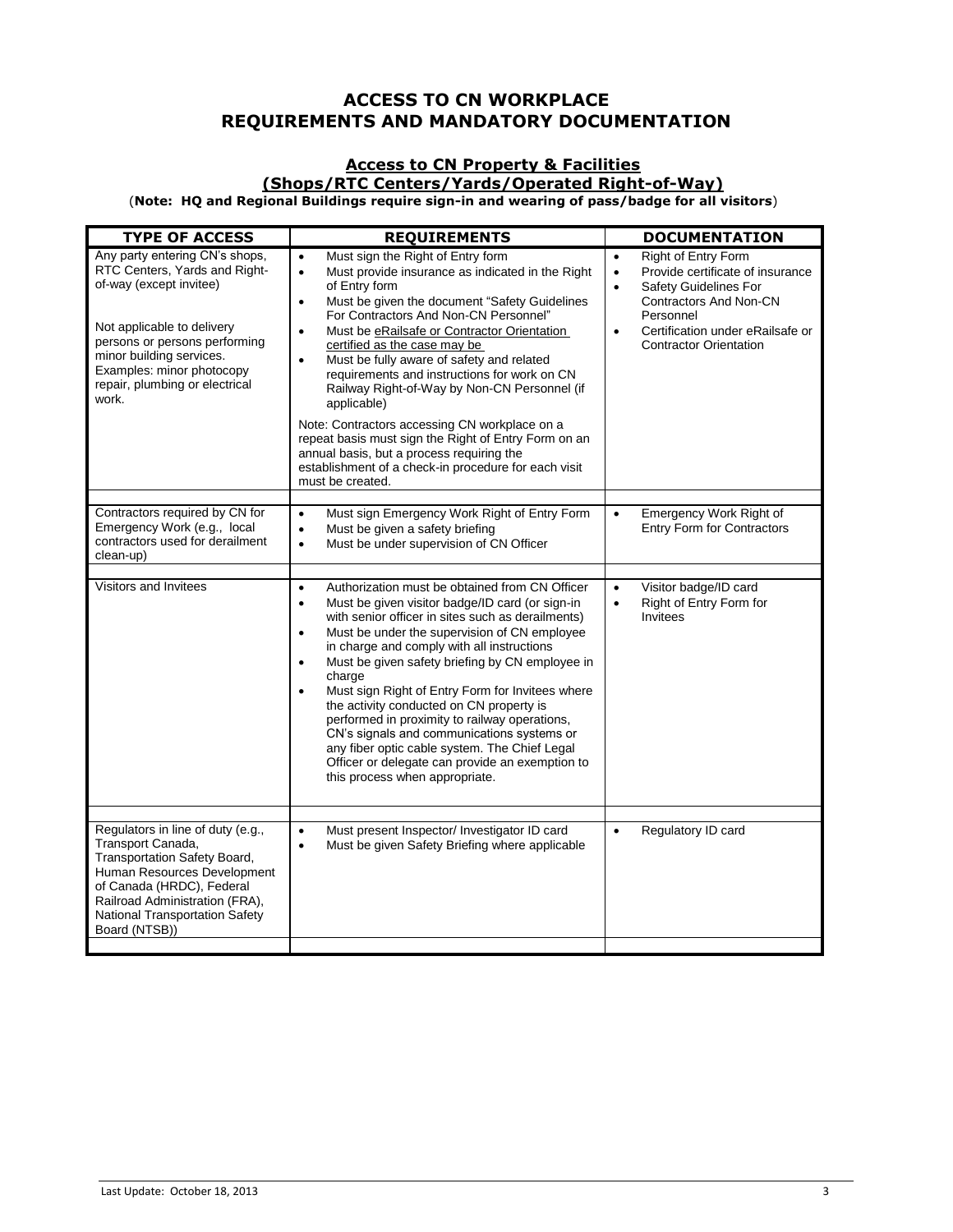# ACCESS TO CN WORKPLACE REQUIREMENTS AND MANDATORY DOCUMENTATION

## Access to CN Property & Facilities (Shops/RTC Centers/Yards/Operated Right-of-Way)

(**Note: HQ and Regional Buildings require sign-in and wearing of pass/badge for all visitors**)

| TYPE OF ACCESS | REQUIREMENTS | DOCUMENTATION |
|---|---|---|
| Any party entering CN's shops, RTC Centers, Yards and Right-of-way (except invitee)<br><br>Not applicable to delivery persons or persons performing minor building services. Examples: minor photocopy repair, plumbing or electrical work. | • Must sign the Right of Entry form<br>• Must provide insurance as indicated in the Right of Entry form<br>• Must be given the document "Safety Guidelines For Contractors And Non-CN Personnel"<br>• Must be eRailsafe or Contractor Orientation certified as the case may be<br>• Must be fully aware of safety and related requirements and instructions for work on CN Railway Right-of-Way by Non-CN Personnel (if applicable)<br><br>Note: Contractors accessing CN workplace on a repeat basis must sign the Right of Entry Form on an annual basis, but a process requiring the establishment of a check-in procedure for each visit must be created. | • Right of Entry Form<br>• Provide certificate of insurance<br>• Safety Guidelines For Contractors And Non-CN Personnel<br>• Certification under eRailsafe or Contractor Orientation |
| Contractors required by CN for Emergency Work (e.g., local contractors used for derailment clean-up) | • Must sign Emergency Work Right of Entry Form<br>• Must be given a safety briefing<br>• Must be under supervision of CN Officer | • Emergency Work Right of Entry Form for Contractors |
| Visitors and Invitees | • Authorization must be obtained from CN Officer<br>• Must be given visitor badge/ID card (or sign-in with senior officer in sites such as derailments)<br>• Must be under the supervision of CN employee in charge and comply with all instructions<br>• Must be given safety briefing by CN employee in charge<br>• Must sign Right of Entry Form for Invitees where the activity conducted on CN property is performed in proximity to railway operations, CN's signals and communications systems or any fiber optic cable system. The Chief Legal Officer or delegate can provide an exemption to this process when appropriate. | • Visitor badge/ID card<br>• Right of Entry Form for Invitees |
| Regulators in line of duty (e.g., Transport Canada, Transportation Safety Board, Human Resources Development of Canada (HRDC), Federal Railroad Administration (FRA), National Transportation Safety Board (NTSB)) | • Must present Inspector/ Investigator ID card<br>• Must be given Safety Briefing where applicable | • Regulatory ID card |

Last Update: October 18, 2013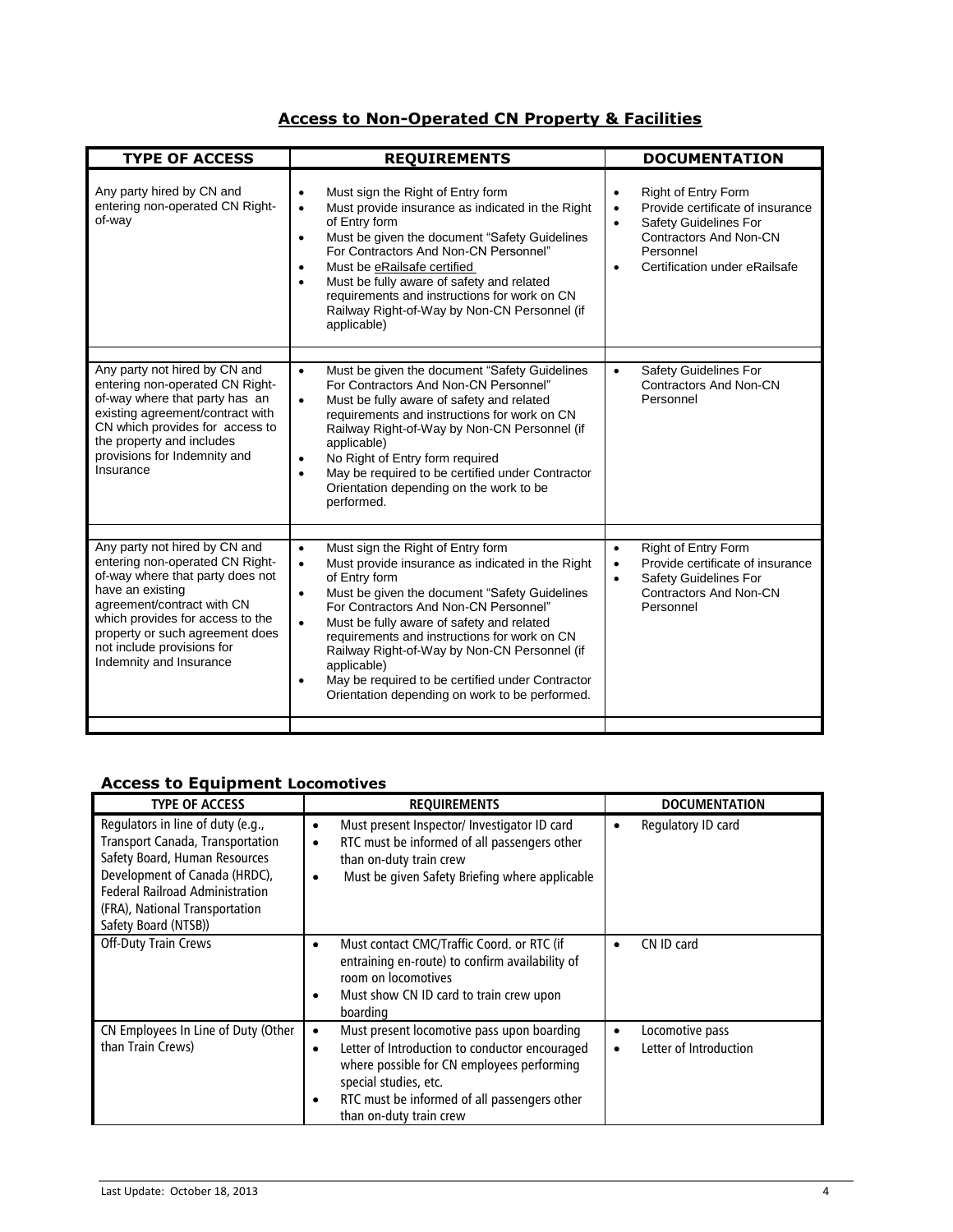## Access to Non-Operated CN Property & Facilities

| TYPE OF ACCESS | REQUIREMENTS | DOCUMENTATION |
|---|---|---|
| Any party hired by CN and entering non-operated CN Right-of-way | • Must sign the Right of Entry form<br>• Must provide insurance as indicated in the Right of Entry form<br>• Must be given the document "Safety Guidelines For Contractors And Non-CN Personnel"<br>• Must be eRailsafe certified<br>• Must be fully aware of safety and related requirements and instructions for work on CN Railway Right-of-Way by Non-CN Personnel (if applicable) | • Right of Entry Form<br>• Provide certificate of insurance<br>• Safety Guidelines For Contractors And Non-CN Personnel<br>• Certification under eRailsafe |
| Any party not hired by CN and entering non-operated CN Right-of-way where that party has an existing agreement/contract with CN which provides for access to the property and includes provisions for Indemnity and Insurance | • Must be given the document "Safety Guidelines For Contractors And Non-CN Personnel"<br>• Must be fully aware of safety and related requirements and instructions for work on CN Railway Right-of-Way by Non-CN Personnel (if applicable)<br>• No Right of Entry form required<br>• May be required to be certified under Contractor Orientation depending on the work to be performed. | • Safety Guidelines For Contractors And Non-CN Personnel |
| Any party not hired by CN and entering non-operated CN Right-of-way where that party does not have an existing agreement/contract with CN which provides for access to the property or such agreement does not include provisions for Indemnity and Insurance | • Must sign the Right of Entry form<br>• Must provide insurance as indicated in the Right of Entry form<br>• Must be given the document "Safety Guidelines For Contractors And Non-CN Personnel"<br>• Must be fully aware of safety and related requirements and instructions for work on CN Railway Right-of-Way by Non-CN Personnel (if applicable)<br>• May be required to be certified under Contractor Orientation depending on work to be performed. | • Right of Entry Form<br>• Provide certificate of insurance<br>• Safety Guidelines For Contractors And Non-CN Personnel |

### Access to Equipment Locomotives

| TYPE OF ACCESS | REQUIREMENTS | DOCUMENTATION |
|---|---|---|
| Regulators in line of duty (e.g., Transport Canada, Transportation Safety Board, Human Resources Development of Canada (HRDC), Federal Railroad Administration (FRA), National Transportation Safety Board (NTSB)) | • Must present Inspector/ Investigator ID card<br>• RTC must be informed of all passengers other than on-duty train crew<br>• Must be given Safety Briefing where applicable | • Regulatory ID card |
| Off-Duty Train Crews | • Must contact CMC/Traffic Coord. or RTC (if entraining en-route) to confirm availability of room on locomotives<br>• Must show CN ID card to train crew upon boarding | • CN ID card |
| CN Employees In Line of Duty (Other than Train Crews) | • Must present locomotive pass upon boarding<br>• Letter of Introduction to conductor encouraged where possible for CN employees performing special studies, etc.<br>• RTC must be informed of all passengers other than on-duty train crew | • Locomotive pass<br>• Letter of Introduction |

Last Update: October 18, 2013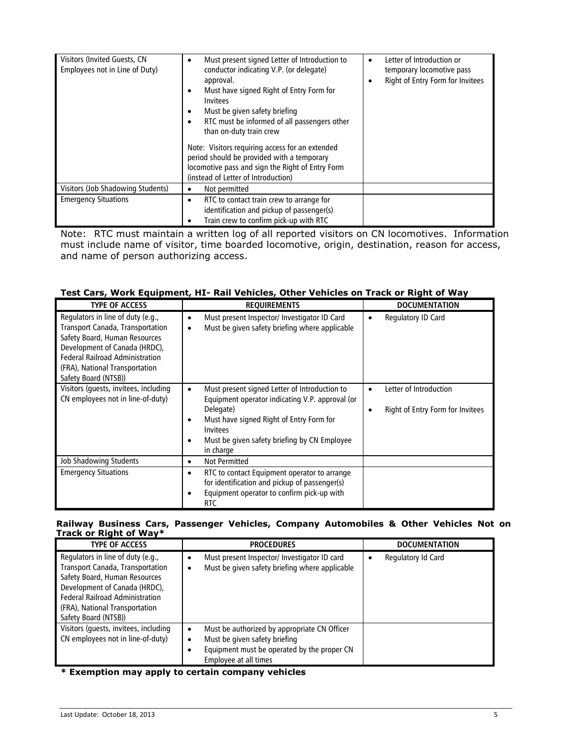| | | |
|---|---|---|
| Visitors (Invited Guests, CN Employees not in Line of Duty) | • Must present signed Letter of Introduction to conductor indicating V.P. (or delegate) approval.<br>• Must have signed Right of Entry Form for Invitees<br>• Must be given safety briefing<br>• RTC must be informed of all passengers other than on-duty train crew<br><br>Note: Visitors requiring access for an extended period should be provided with a temporary locomotive pass and sign the Right of Entry Form (instead of Letter of Introduction) | • Letter of Introduction or temporary locomotive pass<br>• Right of Entry Form for Invitees |
| Visitors (Job Shadowing Students) | • Not permitted | |
| Emergency Situations | • RTC to contact train crew to arrange for identification and pickup of passenger(s)<br>• Train crew to confirm pick-up with RTC | |

Note: RTC must maintain a written log of all reported visitors on CN locomotives. Information must include name of visitor, time boarded locomotive, origin, destination, reason for access, and name of person authorizing access.

**Test Cars, Work Equipment, HI- Rail Vehicles, Other Vehicles on Track or Right of Way**

| TYPE OF ACCESS | REQUIREMENTS | DOCUMENTATION |
|---|---|---|
| Regulators in line of duty (e.g., Transport Canada, Transportation Safety Board, Human Resources Development of Canada (HRDC), Federal Railroad Administration (FRA), National Transportation Safety Board (NTSB)) | • Must present Inspector/ Investigator ID Card<br>• Must be given safety briefing where applicable | • Regulatory ID Card |
| Visitors (guests, invitees, including CN employees not in line-of-duty) | • Must present signed Letter of Introduction to Equipment operator indicating V.P. approval (or Delegate)<br>• Must have signed Right of Entry Form for Invitees<br>• Must be given safety briefing by CN Employee in charge | • Letter of Introduction<br>• Right of Entry Form for Invitees |
| Job Shadowing Students | • Not Permitted | |
| Emergency Situations | • RTC to contact Equipment operator to arrange for identification and pickup of passenger(s)<br>• Equipment operator to confirm pick-up with RTC | |

**Railway Business Cars, Passenger Vehicles, Company Automobiles & Other Vehicles Not on Track or Right of Way***

| TYPE OF ACCESS | PROCEDURES | DOCUMENTATION |
|---|---|---|
| Regulators in line of duty (e.g., Transport Canada, Transportation Safety Board, Human Resources Development of Canada (HRDC), Federal Railroad Administration (FRA), National Transportation Safety Board (NTSB)) | • Must present Inspector/ Investigator ID card<br>• Must be given safety briefing where applicable | • Regulatory Id Card |
| Visitors (guests, invitees, including CN employees not in line-of-duty) | • Must be authorized by appropriate CN Officer<br>• Must be given safety briefing<br>• Equipment must be operated by the proper CN Employee at all times | |

*** Exemption may apply to certain company vehicles**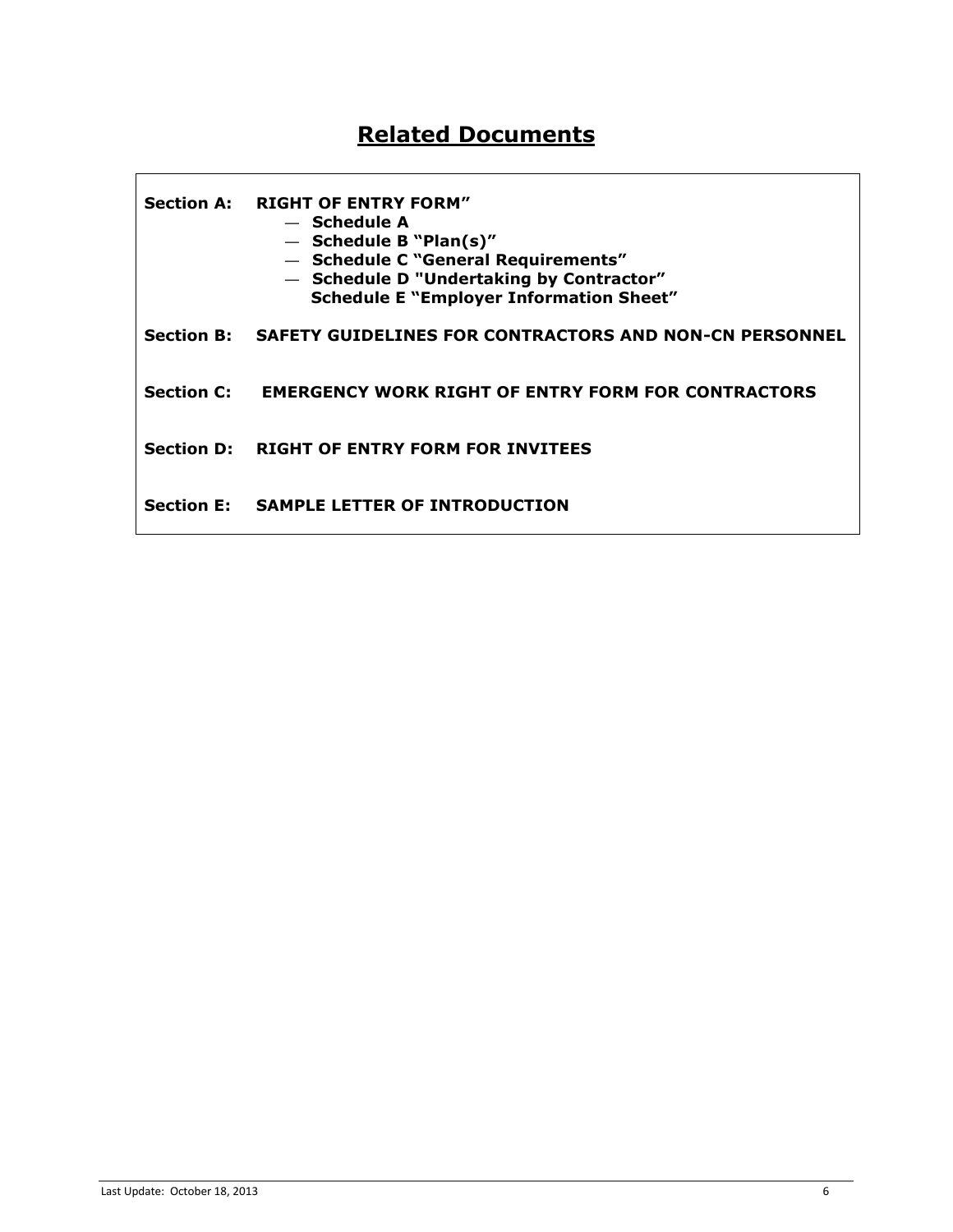# Related Documents

**Section A: RIGHT OF ENTRY FORM”**

- **Schedule A**
- **Schedule B “Plan(s)”**
- **Schedule C “General Requirements”**
- **Schedule D "Undertaking by Contractor”**
  **Schedule E “Employer Information Sheet”**

**Section B: SAFETY GUIDELINES FOR CONTRACTORS AND NON-CN PERSONNEL**

**Section C: EMERGENCY WORK RIGHT OF ENTRY FORM FOR CONTRACTORS**

**Section D: RIGHT OF ENTRY FORM FOR INVITEES**

**Section E: SAMPLE LETTER OF INTRODUCTION**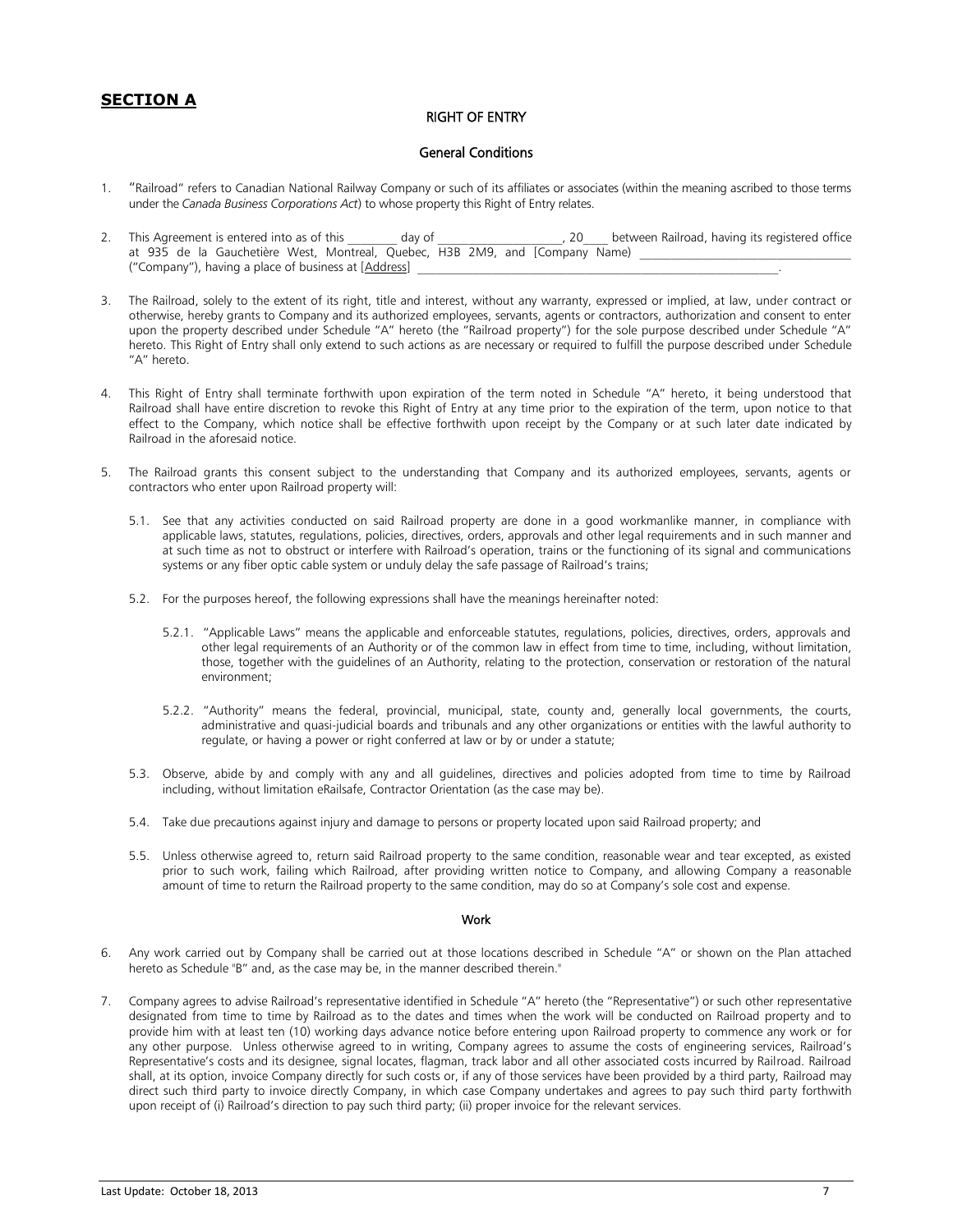## **SECTION A**

RIGHT OF ENTRY

General Conditions

1. "Railroad" refers to Canadian National Railway Company or such of its affiliates or associates (within the meaning ascribed to those terms under the *Canada Business Corporations Act*) to whose property this Right of Entry relates.

2. This Agreement is entered into as of this ________ day of ____________________, 20____ between Railroad, having its registered office at 935 de la Gauchetière West, Montreal, Quebec, H3B 2M9, and [Company Name) ________________________________ ("Company"), having a place of business at [Address] ________________________________________________________.

3. The Railroad, solely to the extent of its right, title and interest, without any warranty, expressed or implied, at law, under contract or otherwise, hereby grants to Company and its authorized employees, servants, agents or contractors, authorization and consent to enter upon the property described under Schedule "A" hereto (the "Railroad property") for the sole purpose described under Schedule "A" hereto. This Right of Entry shall only extend to such actions as are necessary or required to fulfill the purpose described under Schedule "A" hereto.

4. This Right of Entry shall terminate forthwith upon expiration of the term noted in Schedule "A" hereto, it being understood that Railroad shall have entire discretion to revoke this Right of Entry at any time prior to the expiration of the term, upon notice to that effect to the Company, which notice shall be effective forthwith upon receipt by the Company or at such later date indicated by Railroad in the aforesaid notice.

5. The Railroad grants this consent subject to the understanding that Company and its authorized employees, servants, agents or contractors who enter upon Railroad property will:

   5.1. See that any activities conducted on said Railroad property are done in a good workmanlike manner, in compliance with applicable laws, statutes, regulations, policies, directives, orders, approvals and other legal requirements and in such manner and at such time as not to obstruct or interfere with Railroad's operation, trains or the functioning of its signal and communications systems or any fiber optic cable system or unduly delay the safe passage of Railroad's trains;

   5.2. For the purposes hereof, the following expressions shall have the meanings hereinafter noted:

      5.2.1. "Applicable Laws" means the applicable and enforceable statutes, regulations, policies, directives, orders, approvals and other legal requirements of an Authority or of the common law in effect from time to time, including, without limitation, those, together with the guidelines of an Authority, relating to the protection, conservation or restoration of the natural environment;

      5.2.2. "Authority" means the federal, provincial, municipal, state, county and, generally local governments, the courts, administrative and quasi-judicial boards and tribunals and any other organizations or entities with the lawful authority to regulate, or having a power or right conferred at law or by or under a statute;

   5.3. Observe, abide by and comply with any and all guidelines, directives and policies adopted from time to time by Railroad including, without limitation eRailsafe, Contractor Orientation (as the case may be).

   5.4. Take due precautions against injury and damage to persons or property located upon said Railroad property; and

   5.5. Unless otherwise agreed to, return said Railroad property to the same condition, reasonable wear and tear excepted, as existed prior to such work, failing which Railroad, after providing written notice to Company, and allowing Company a reasonable amount of time to return the Railroad property to the same condition, may do so at Company's sole cost and expense.

Work

6. Any work carried out by Company shall be carried out at those locations described in Schedule "A" or shown on the Plan attached hereto as Schedule "B" and, as the case may be, in the manner described therein."

7. Company agrees to advise Railroad's representative identified in Schedule "A" hereto (the "Representative") or such other representative designated from time to time by Railroad as to the dates and times when the work will be conducted on Railroad property and to provide him with at least ten (10) working days advance notice before entering upon Railroad property to commence any work or for any other purpose. Unless otherwise agreed to in writing, Company agrees to assume the costs of engineering services, Railroad's Representative's costs and its designee, signal locates, flagman, track labor and all other associated costs incurred by Railroad. Railroad shall, at its option, invoice Company directly for such costs or, if any of those services have been provided by a third party, Railroad may direct such third party to invoice directly Company, in which case Company undertakes and agrees to pay such third party forthwith upon receipt of (i) Railroad's direction to pay such third party; (ii) proper invoice for the relevant services.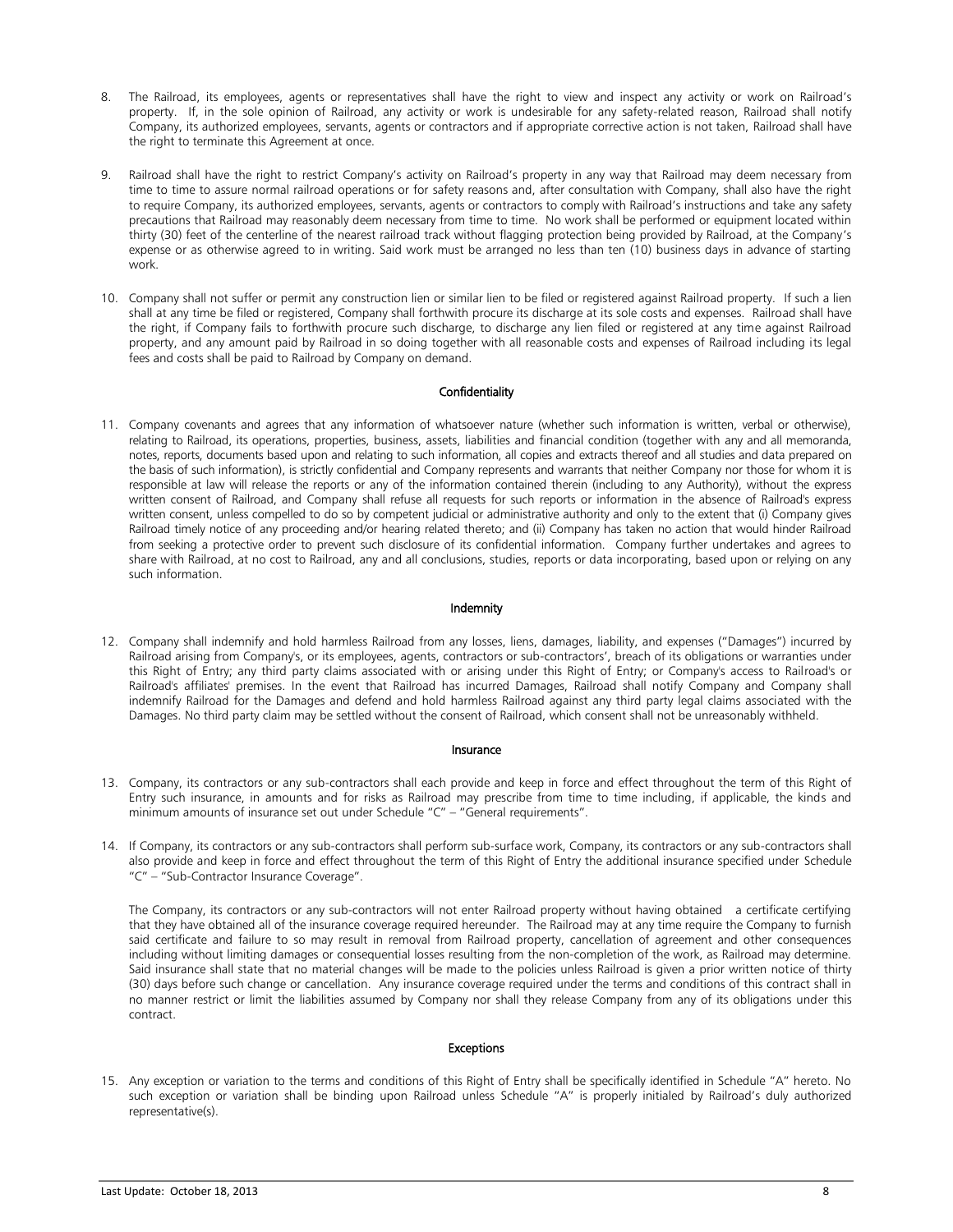8. The Railroad, its employees, agents or representatives shall have the right to view and inspect any activity or work on Railroad's property. If, in the sole opinion of Railroad, any activity or work is undesirable for any safety-related reason, Railroad shall notify Company, its authorized employees, servants, agents or contractors and if appropriate corrective action is not taken, Railroad shall have the right to terminate this Agreement at once.

9. Railroad shall have the right to restrict Company's activity on Railroad's property in any way that Railroad may deem necessary from time to time to assure normal railroad operations or for safety reasons and, after consultation with Company, shall also have the right to require Company, its authorized employees, servants, agents or contractors to comply with Railroad's instructions and take any safety precautions that Railroad may reasonably deem necessary from time to time. No work shall be performed or equipment located within thirty (30) feet of the centerline of the nearest railroad track without flagging protection being provided by Railroad, at the Company's expense or as otherwise agreed to in writing. Said work must be arranged no less than ten (10) business days in advance of starting work.

10. Company shall not suffer or permit any construction lien or similar lien to be filed or registered against Railroad property. If such a lien shall at any time be filed or registered, Company shall forthwith procure its discharge at its sole costs and expenses. Railroad shall have the right, if Company fails to forthwith procure such discharge, to discharge any lien filed or registered at any time against Railroad property, and any amount paid by Railroad in so doing together with all reasonable costs and expenses of Railroad including its legal fees and costs shall be paid to Railroad by Company on demand.

### Confidentiality

11. Company covenants and agrees that any information of whatsoever nature (whether such information is written, verbal or otherwise), relating to Railroad, its operations, properties, business, assets, liabilities and financial condition (together with any and all memoranda, notes, reports, documents based upon and relating to such information, all copies and extracts thereof and all studies and data prepared on the basis of such information), is strictly confidential and Company represents and warrants that neither Company nor those for whom it is responsible at law will release the reports or any of the information contained therein (including to any Authority), without the express written consent of Railroad, and Company shall refuse all requests for such reports or information in the absence of Railroad's express written consent, unless compelled to do so by competent judicial or administrative authority and only to the extent that (i) Company gives Railroad timely notice of any proceeding and/or hearing related thereto; and (ii) Company has taken no action that would hinder Railroad from seeking a protective order to prevent such disclosure of its confidential information. Company further undertakes and agrees to share with Railroad, at no cost to Railroad, any and all conclusions, studies, reports or data incorporating, based upon or relying on any such information.

### Indemnity

12. Company shall indemnify and hold harmless Railroad from any losses, liens, damages, liability, and expenses ("Damages") incurred by Railroad arising from Company's, or its employees, agents, contractors or sub-contractors', breach of its obligations or warranties under this Right of Entry; any third party claims associated with or arising under this Right of Entry; or Company's access to Railroad's or Railroad's affiliates' premises. In the event that Railroad has incurred Damages, Railroad shall notify Company and Company shall indemnify Railroad for the Damages and defend and hold harmless Railroad against any third party legal claims associated with the Damages. No third party claim may be settled without the consent of Railroad, which consent shall not be unreasonably withheld.

### Insurance

13. Company, its contractors or any sub-contractors shall each provide and keep in force and effect throughout the term of this Right of Entry such insurance, in amounts and for risks as Railroad may prescribe from time to time including, if applicable, the kinds and minimum amounts of insurance set out under Schedule "C" – "General requirements".

14. If Company, its contractors or any sub-contractors shall perform sub-surface work, Company, its contractors or any sub-contractors shall also provide and keep in force and effect throughout the term of this Right of Entry the additional insurance specified under Schedule "C" – "Sub-Contractor Insurance Coverage".

    The Company, its contractors or any sub-contractors will not enter Railroad property without having obtained a certificate certifying that they have obtained all of the insurance coverage required hereunder. The Railroad may at any time require the Company to furnish said certificate and failure to so may result in removal from Railroad property, cancellation of agreement and other consequences including without limiting damages or consequential losses resulting from the non-completion of the work, as Railroad may determine. Said insurance shall state that no material changes will be made to the policies unless Railroad is given a prior written notice of thirty (30) days before such change or cancellation. Any insurance coverage required under the terms and conditions of this contract shall in no manner restrict or limit the liabilities assumed by Company nor shall they release Company from any of its obligations under this contract.

### Exceptions

15. Any exception or variation to the terms and conditions of this Right of Entry shall be specifically identified in Schedule "A" hereto. No such exception or variation shall be binding upon Railroad unless Schedule "A" is properly initialed by Railroad's duly authorized representative(s).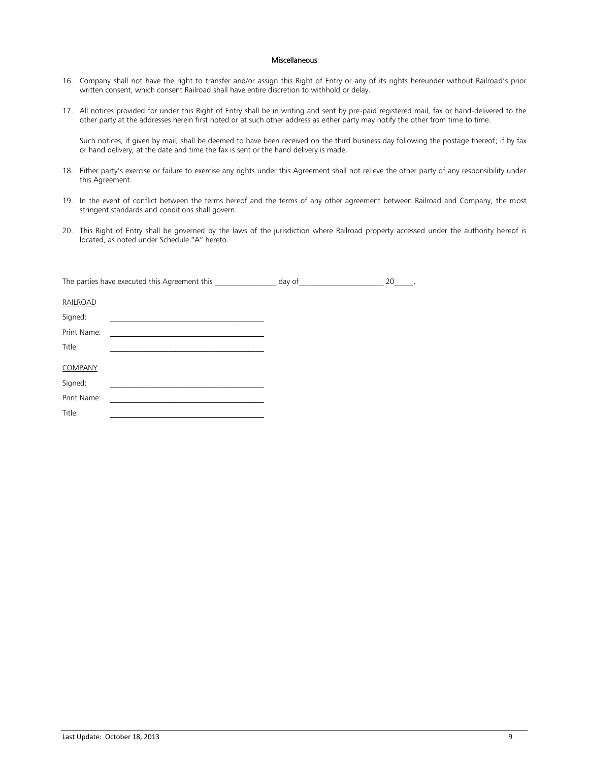### Miscellaneous

16. Company shall not have the right to transfer and/or assign this Right of Entry or any of its rights hereunder without Railroad's prior written consent, which consent Railroad shall have entire discretion to withhold or delay.

17. All notices provided for under this Right of Entry shall be in writing and sent by pre-paid registered mail, fax or hand-delivered to the other party at the addresses herein first noted or at such other address as either party may notify the other from time to time.

    Such notices, if given by mail, shall be deemed to have been received on the third business day following the postage thereof; if by fax or hand delivery, at the date and time the fax is sent or the hand delivery is made.

18. Either party's exercise or failure to exercise any rights under this Agreement shall not relieve the other party of any responsibility under this Agreement.

19. In the event of conflict between the terms hereof and the terms of any other agreement between Railroad and Company, the most stringent standards and conditions shall govern.

20. This Right of Entry shall be governed by the laws of the jurisdiction where Railroad property accessed under the authority hereof is located, as noted under Schedule "A" hereto.

The parties have executed this Agreement this _______________ day of _____________________ 20_____.

RAILROAD

Signed: ______________________________________

Print Name: ______________________________________

Title: ______________________________________

COMPANY

Signed: ______________________________________

Print Name: ______________________________________

Title: ______________________________________

Last Update: October 18, 2013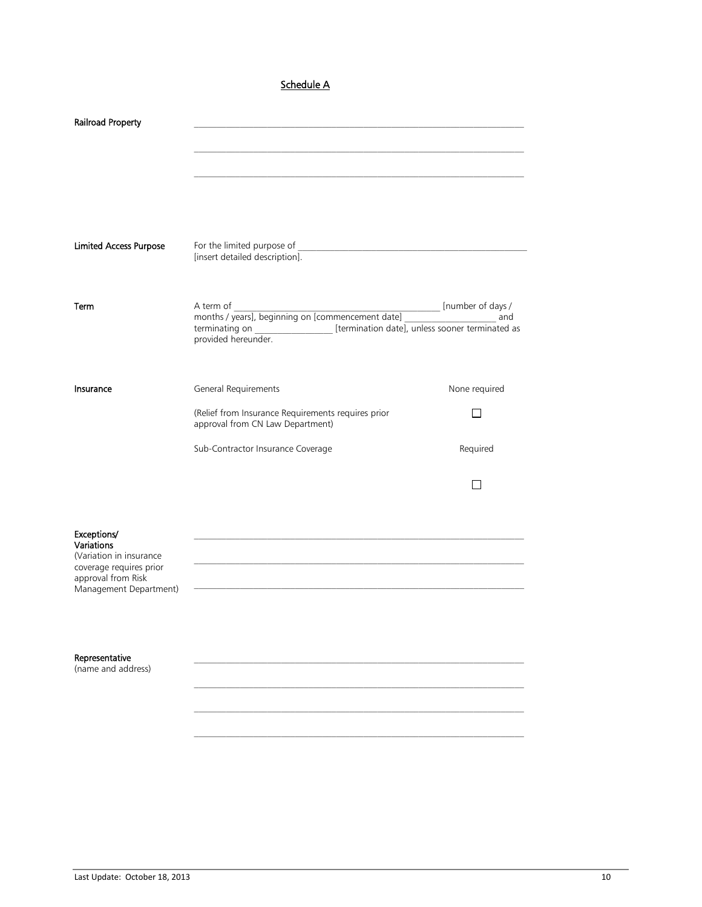# Schedule A

| | | |
|---|---|---|
| **Railroad Property** | ____________________________________________ ____________________________________________ ____________________________________________ | |
| **Limited Access Purpose** | For the limited purpose of ____________________________________________ [insert detailed description]. | |
| **Term** | A term of ________________________________ [number of days / months / years], beginning on [commencement date] ________________ and terminating on ______________ [termination date], unless sooner terminated as provided hereunder. | |
| **Insurance** | General Requirements | None required |
| | (Relief from Insurance Requirements requires prior approval from CN Law Department) | ☐ |
| | Sub-Contractor Insurance Coverage | Required |
| | | ☐ |
| **Exceptions/ Variations** (Variation in insurance coverage requires prior approval from Risk Management Department) | ____________________________________________ ____________________________________________ ____________________________________________ | |
| **Representative** (name and address) | ____________________________________________ ____________________________________________ ____________________________________________ ____________________________________________ | |

Last Update: October 18, 2013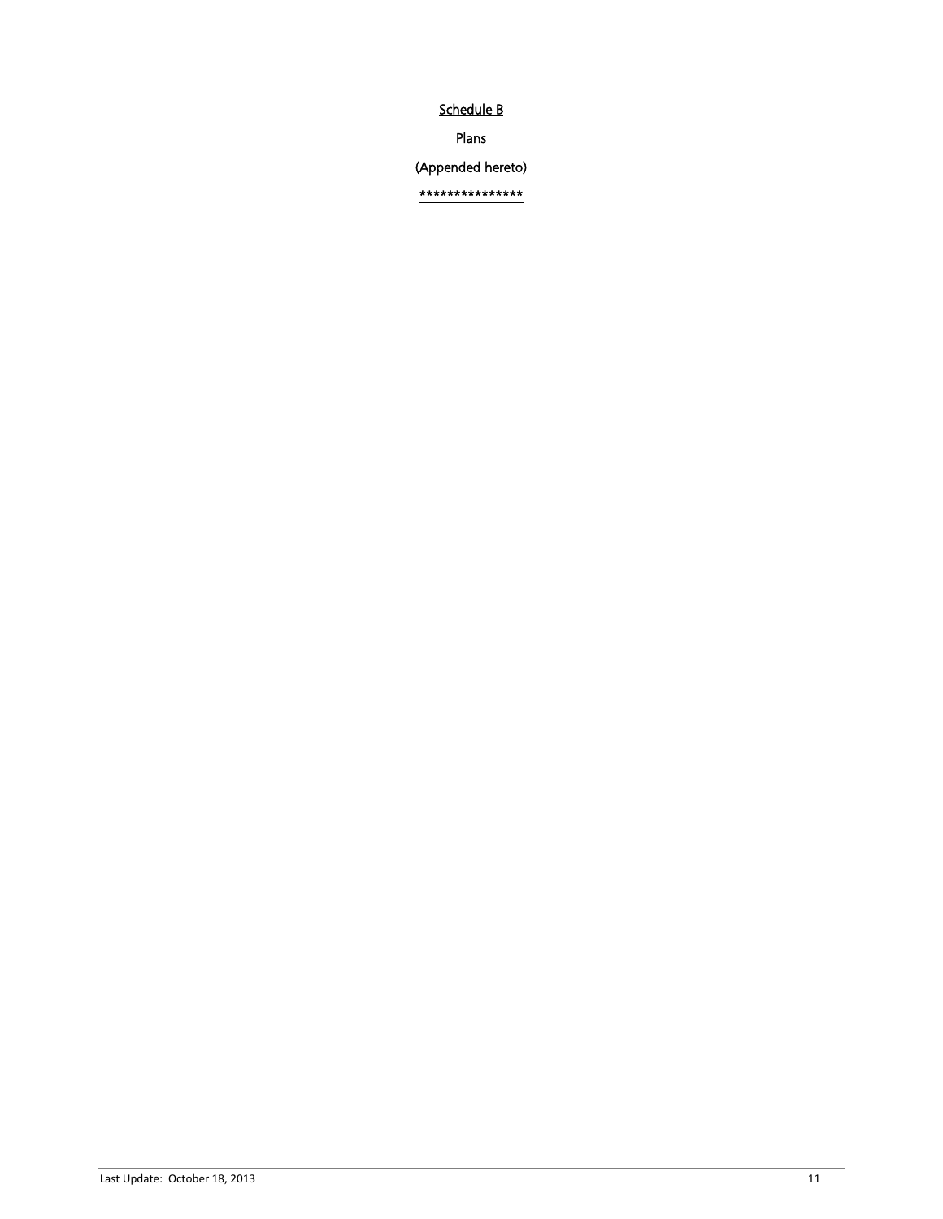Schedule B

Plans

(Appended hereto)

***************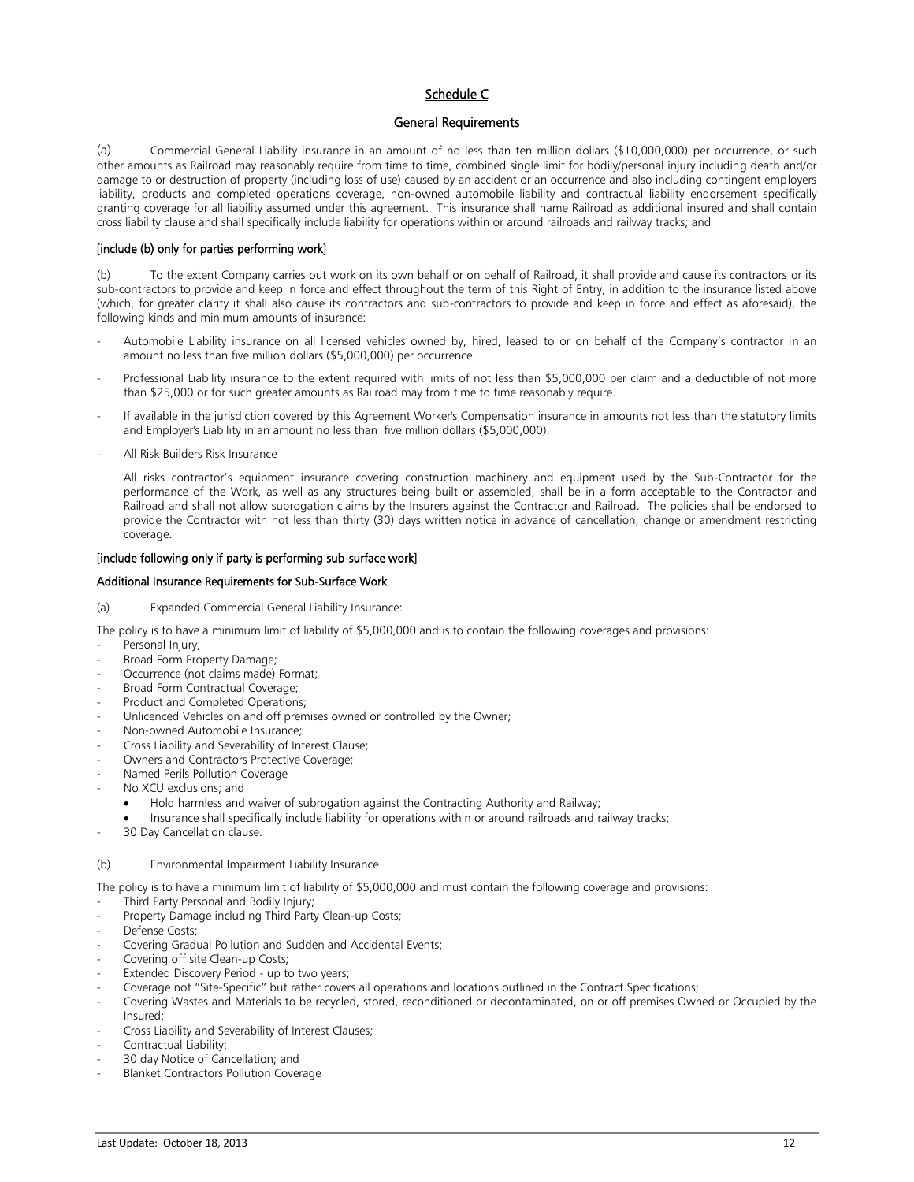## Schedule C

### General Requirements

(a) Commercial General Liability insurance in an amount of no less than ten million dollars ($10,000,000) per occurrence, or such other amounts as Railroad may reasonably require from time to time, combined single limit for bodily/personal injury including death and/or damage to or destruction of property (including loss of use) caused by an accident or an occurrence and also including contingent employers liability, products and completed operations coverage, non-owned automobile liability and contractual liability endorsement specifically granting coverage for all liability assumed under this agreement. This insurance shall name Railroad as additional insured and shall contain cross liability clause and shall specifically include liability for operations within or around railroads and railway tracks; and

**[include (b) only for parties performing work]**

(b) To the extent Company carries out work on its own behalf or on behalf of Railroad, it shall provide and cause its contractors or its sub-contractors to provide and keep in force and effect throughout the term of this Right of Entry, in addition to the insurance listed above (which, for greater clarity it shall also cause its contractors and sub-contractors to provide and keep in force and effect as aforesaid), the following kinds and minimum amounts of insurance:

- Automobile Liability insurance on all licensed vehicles owned by, hired, leased to or on behalf of the Company's contractor in an amount no less than five million dollars ($5,000,000) per occurrence.
- Professional Liability insurance to the extent required with limits of not less than $5,000,000 per claim and a deductible of not more than $25,000 or for such greater amounts as Railroad may from time to time reasonably require.
- If available in the jurisdiction covered by this Agreement Worker's Compensation insurance in amounts not less than the statutory limits and Employer's Liability in an amount no less than five million dollars ($5,000,000).
- All Risk Builders Risk Insurance

  All risks contractor's equipment insurance covering construction machinery and equipment used by the Sub-Contractor for the performance of the Work, as well as any structures being built or assembled, shall be in a form acceptable to the Contractor and Railroad and shall not allow subrogation claims by the Insurers against the Contractor and Railroad. The policies shall be endorsed to provide the Contractor with not less than thirty (30) days written notice in advance of cancellation, change or amendment restricting coverage.

**[include following only if party is performing sub-surface work]**

**Additional Insurance Requirements for Sub-Surface Work**

(a) Expanded Commercial General Liability Insurance:

The policy is to have a minimum limit of liability of $5,000,000 and is to contain the following coverages and provisions:

- Personal Injury;
- Broad Form Property Damage;
- Occurrence (not claims made) Format;
- Broad Form Contractual Coverage;
- Product and Completed Operations;
- Unlicenced Vehicles on and off premises owned or controlled by the Owner;
- Non-owned Automobile Insurance;
- Cross Liability and Severability of Interest Clause;
- Owners and Contractors Protective Coverage;
- Named Perils Pollution Coverage
- No XCU exclusions; and
  - Hold harmless and waiver of subrogation against the Contracting Authority and Railway;
  - Insurance shall specifically include liability for operations within or around railroads and railway tracks;
- 30 Day Cancellation clause.

(b) Environmental Impairment Liability Insurance

The policy is to have a minimum limit of liability of $5,000,000 and must contain the following coverage and provisions:

- Third Party Personal and Bodily Injury;
- Property Damage including Third Party Clean-up Costs;
- Defense Costs;
- Covering Gradual Pollution and Sudden and Accidental Events;
- Covering off site Clean-up Costs;
- Extended Discovery Period - up to two years;
- Coverage not "Site-Specific" but rather covers all operations and locations outlined in the Contract Specifications;
- Covering Wastes and Materials to be recycled, stored, reconditioned or decontaminated, on or off premises Owned or Occupied by the Insured;
- Cross Liability and Severability of Interest Clauses;
- Contractual Liability;
- 30 day Notice of Cancellation; and
- Blanket Contractors Pollution Coverage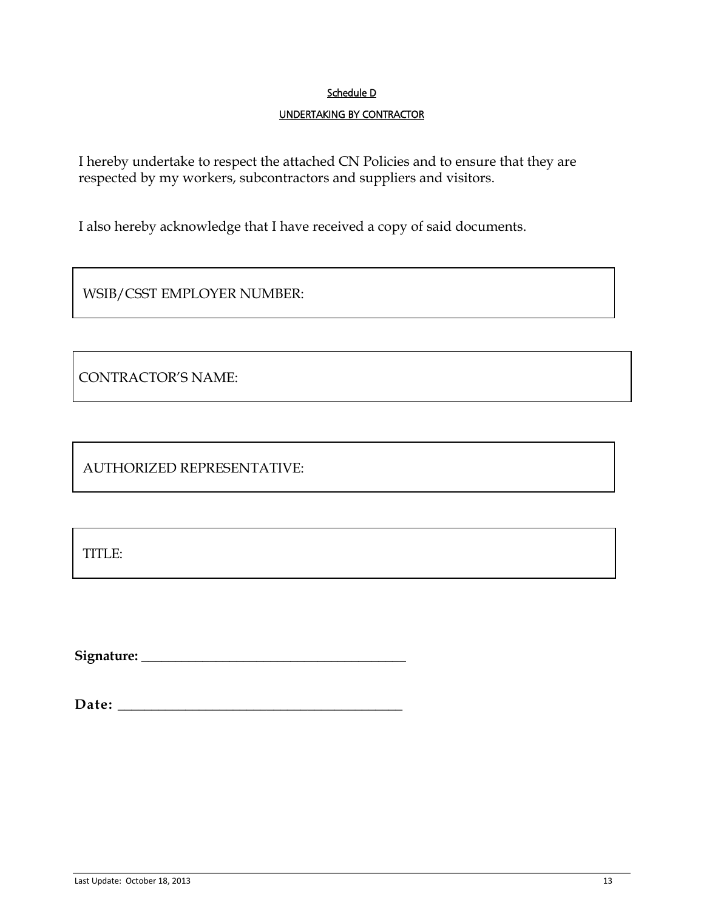## Schedule D

## UNDERTAKING BY CONTRACTOR

I hereby undertake to respect the attached CN Policies and to ensure that they are respected by my workers, subcontractors and suppliers and visitors.

I also hereby acknowledge that I have received a copy of said documents.

| WSIB/CSST EMPLOYER NUMBER: |
| --- |

| CONTRACTOR'S NAME: |
| --- |

| AUTHORIZED REPRESENTATIVE: |
| --- |

| TITLE: |
| --- |

**Signature:** ________________________________________

**Date:** ___________________________________________

Last Update: October 18, 2013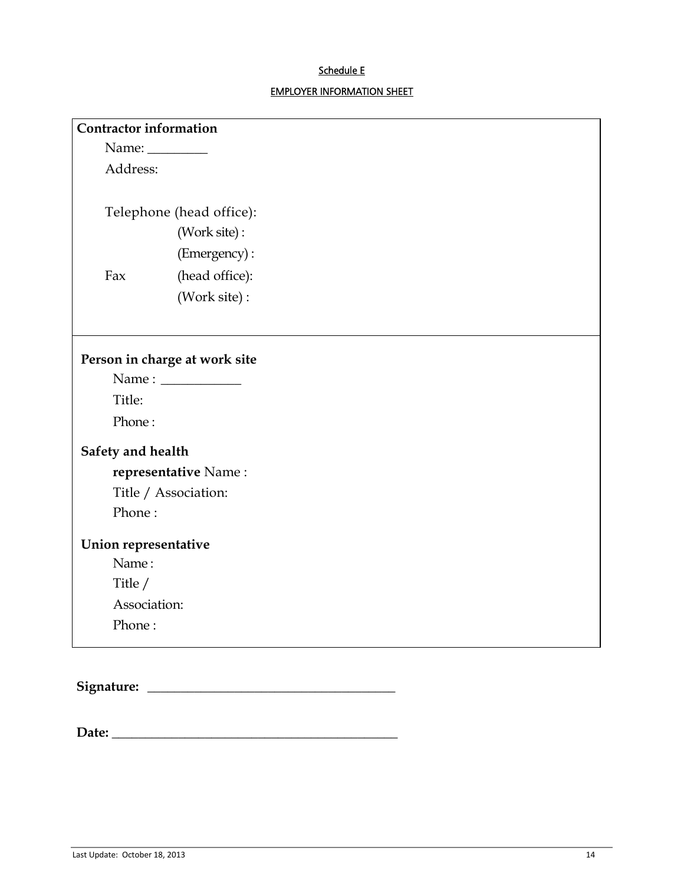Schedule E

EMPLOYER INFORMATION SHEET

**Contractor information**

Name: _________

Address:

Telephone (head office):

(Work site) :

(Emergency) :

Fax (head office):

(Work site) :

**Person in charge at work site**

Name : ____________

Title:

Phone :

**Safety and health representative** Name :

Title / Association:

Phone :

**Union representative**

Name :

Title / Association:

Phone :

**Signature:** ______________________________________

**Date:** ____________________________________________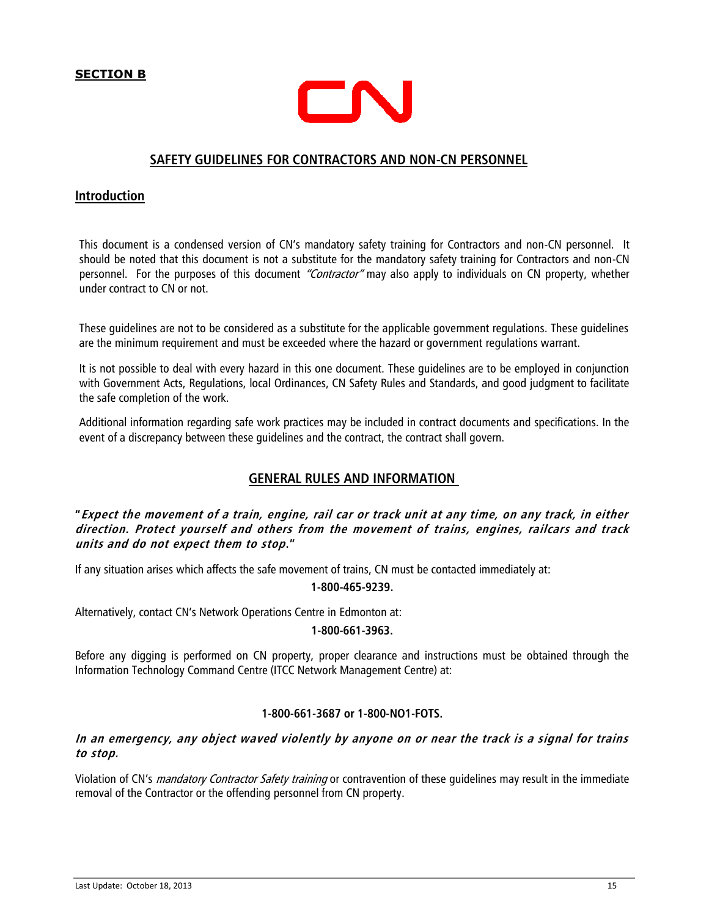**SECTION B**

CN

## SAFETY GUIDELINES FOR CONTRACTORS AND NON-CN PERSONNEL

## Introduction

This document is a condensed version of CN's mandatory safety training for Contractors and non-CN personnel. It should be noted that this document is not a substitute for the mandatory safety training for Contractors and non-CN personnel. For the purposes of this document *"Contractor"* may also apply to individuals on CN property, whether under contract to CN or not.

These guidelines are not to be considered as a substitute for the applicable government regulations. These guidelines are the minimum requirement and must be exceeded where the hazard or government regulations warrant.

It is not possible to deal with every hazard in this one document. These guidelines are to be employed in conjunction with Government Acts, Regulations, local Ordinances, CN Safety Rules and Standards, and good judgment to facilitate the safe completion of the work.

Additional information regarding safe work practices may be included in contract documents and specifications. In the event of a discrepancy between these guidelines and the contract, the contract shall govern.

## GENERAL RULES AND INFORMATION

**"*Expect the movement of a train, engine, rail car or track unit at any time, on any track, in either direction. Protect yourself and others from the movement of trains, engines, railcars and track units and do not expect them to stop.*"**

If any situation arises which affects the safe movement of trains, CN must be contacted immediately at:

**1-800-465-9239.**

Alternatively, contact CN's Network Operations Centre in Edmonton at:

**1-800-661-3963.**

Before any digging is performed on CN property, proper clearance and instructions must be obtained through the Information Technology Command Centre (ITCC Network Management Centre) at:

**1-800-661-3687 or 1-800-NO1-FOTS.**

***In an emergency, any object waved violently by anyone on or near the track is a signal for trains to stop.***

Violation of CN's *mandatory Contractor Safety training* or contravention of these guidelines may result in the immediate removal of the Contractor or the offending personnel from CN property.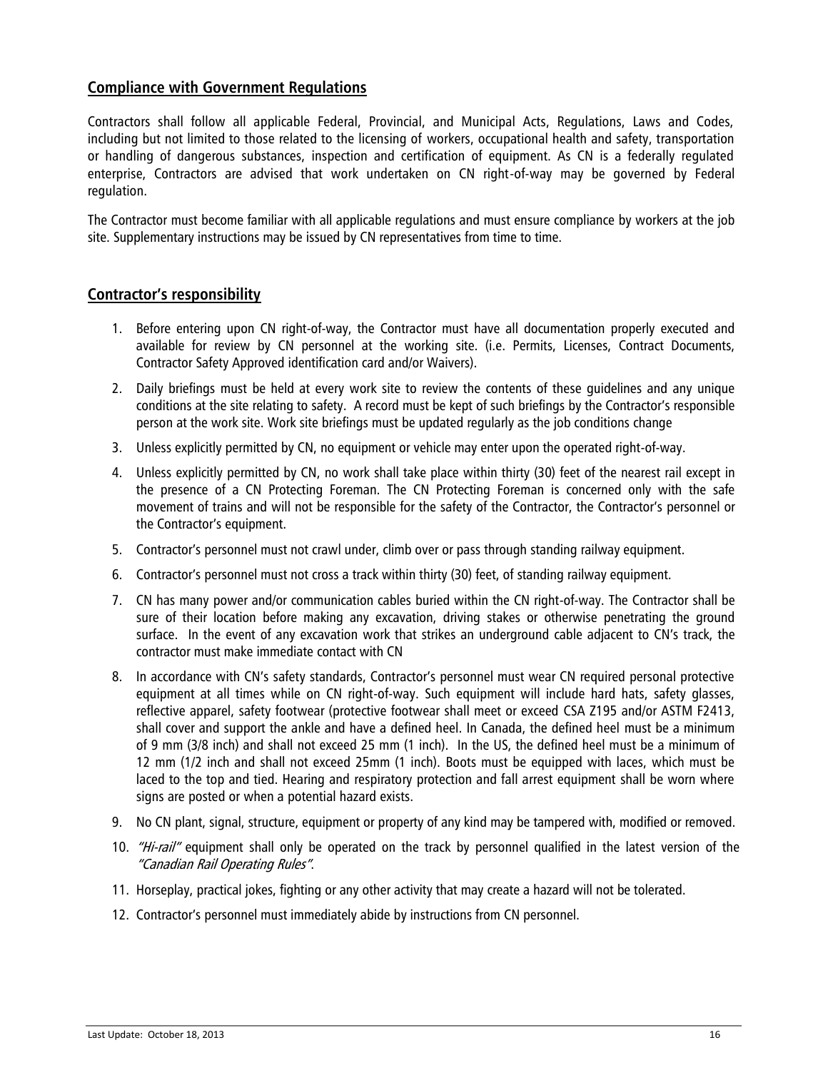## Compliance with Government Regulations

Contractors shall follow all applicable Federal, Provincial, and Municipal Acts, Regulations, Laws and Codes, including but not limited to those related to the licensing of workers, occupational health and safety, transportation or handling of dangerous substances, inspection and certification of equipment. As CN is a federally regulated enterprise, Contractors are advised that work undertaken on CN right-of-way may be governed by Federal regulation.

The Contractor must become familiar with all applicable regulations and must ensure compliance by workers at the job site. Supplementary instructions may be issued by CN representatives from time to time.

## Contractor's responsibility

1. Before entering upon CN right-of-way, the Contractor must have all documentation properly executed and available for review by CN personnel at the working site. (i.e. Permits, Licenses, Contract Documents, Contractor Safety Approved identification card and/or Waivers).
2. Daily briefings must be held at every work site to review the contents of these guidelines and any unique conditions at the site relating to safety. A record must be kept of such briefings by the Contractor's responsible person at the work site. Work site briefings must be updated regularly as the job conditions change
3. Unless explicitly permitted by CN, no equipment or vehicle may enter upon the operated right-of-way.
4. Unless explicitly permitted by CN, no work shall take place within thirty (30) feet of the nearest rail except in the presence of a CN Protecting Foreman. The CN Protecting Foreman is concerned only with the safe movement of trains and will not be responsible for the safety of the Contractor, the Contractor's personnel or the Contractor's equipment.
5. Contractor's personnel must not crawl under, climb over or pass through standing railway equipment.
6. Contractor's personnel must not cross a track within thirty (30) feet, of standing railway equipment.
7. CN has many power and/or communication cables buried within the CN right-of-way. The Contractor shall be sure of their location before making any excavation, driving stakes or otherwise penetrating the ground surface. In the event of any excavation work that strikes an underground cable adjacent to CN's track, the contractor must make immediate contact with CN
8. In accordance with CN's safety standards, Contractor's personnel must wear CN required personal protective equipment at all times while on CN right-of-way. Such equipment will include hard hats, safety glasses, reflective apparel, safety footwear (protective footwear shall meet or exceed CSA Z195 and/or ASTM F2413, shall cover and support the ankle and have a defined heel. In Canada, the defined heel must be a minimum of 9 mm (3/8 inch) and shall not exceed 25 mm (1 inch). In the US, the defined heel must be a minimum of 12 mm (1/2 inch and shall not exceed 25mm (1 inch). Boots must be equipped with laces, which must be laced to the top and tied. Hearing and respiratory protection and fall arrest equipment shall be worn where signs are posted or when a potential hazard exists.
9. No CN plant, signal, structure, equipment or property of any kind may be tampered with, modified or removed.
10. *"Hi-rail"* equipment shall only be operated on the track by personnel qualified in the latest version of the *"Canadian Rail Operating Rules"*.
11. Horseplay, practical jokes, fighting or any other activity that may create a hazard will not be tolerated.
12. Contractor's personnel must immediately abide by instructions from CN personnel.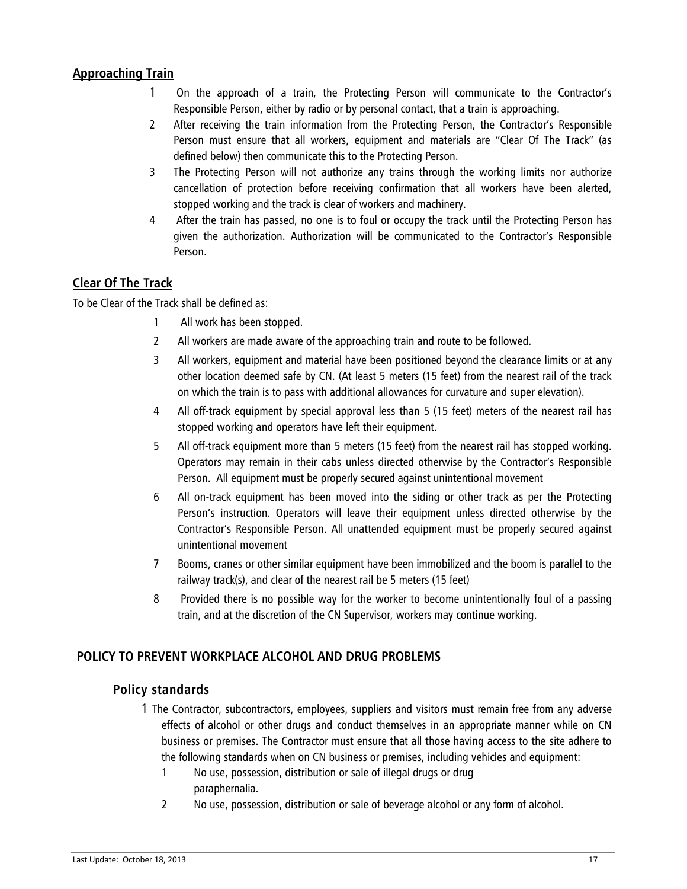## Approaching Train

1. On the approach of a train, the Protecting Person will communicate to the Contractor's Responsible Person, either by radio or by personal contact, that a train is approaching.
2. After receiving the train information from the Protecting Person, the Contractor's Responsible Person must ensure that all workers, equipment and materials are "Clear Of The Track" (as defined below) then communicate this to the Protecting Person.
3. The Protecting Person will not authorize any trains through the working limits nor authorize cancellation of protection before receiving confirmation that all workers have been alerted, stopped working and the track is clear of workers and machinery.
4. After the train has passed, no one is to foul or occupy the track until the Protecting Person has given the authorization. Authorization will be communicated to the Contractor's Responsible Person.

## Clear Of The Track

To be Clear of the Track shall be defined as:

1. All work has been stopped.
2. All workers are made aware of the approaching train and route to be followed.
3. All workers, equipment and material have been positioned beyond the clearance limits or at any other location deemed safe by CN. (At least 5 meters (15 feet) from the nearest rail of the track on which the train is to pass with additional allowances for curvature and super elevation).
4. All off-track equipment by special approval less than 5 (15 feet) meters of the nearest rail has stopped working and operators have left their equipment.
5. All off-track equipment more than 5 meters (15 feet) from the nearest rail has stopped working. Operators may remain in their cabs unless directed otherwise by the Contractor's Responsible Person. All equipment must be properly secured against unintentional movement
6. All on-track equipment has been moved into the siding or other track as per the Protecting Person's instruction. Operators will leave their equipment unless directed otherwise by the Contractor's Responsible Person. All unattended equipment must be properly secured against unintentional movement
7. Booms, cranes or other similar equipment have been immobilized and the boom is parallel to the railway track(s), and clear of the nearest rail be 5 meters (15 feet)
8. Provided there is no possible way for the worker to become unintentionally foul of a passing train, and at the discretion of the CN Supervisor, workers may continue working.

# POLICY TO PREVENT WORKPLACE ALCOHOL AND DRUG PROBLEMS

## Policy standards

1. The Contractor, subcontractors, employees, suppliers and visitors must remain free from any adverse effects of alcohol or other drugs and conduct themselves in an appropriate manner while on CN business or premises. The Contractor must ensure that all those having access to the site adhere to the following standards when on CN business or premises, including vehicles and equipment:
   1. No use, possession, distribution or sale of illegal drugs or drug paraphernalia.
   2. No use, possession, distribution or sale of beverage alcohol or any form of alcohol.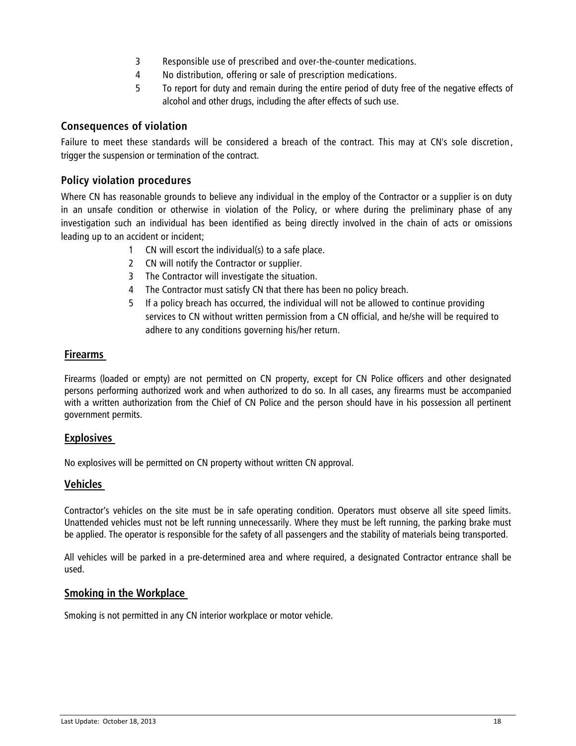3. Responsible use of prescribed and over-the-counter medications.
4. No distribution, offering or sale of prescription medications.
5. To report for duty and remain during the entire period of duty free of the negative effects of alcohol and other drugs, including the after effects of such use.

### Consequences of violation

Failure to meet these standards will be considered a breach of the contract. This may at CN's sole discretion, trigger the suspension or termination of the contract.

### Policy violation procedures

Where CN has reasonable grounds to believe any individual in the employ of the Contractor or a supplier is on duty in an unsafe condition or otherwise in violation of the Policy, or where during the preliminary phase of any investigation such an individual has been identified as being directly involved in the chain of acts or omissions leading up to an accident or incident;

1. CN will escort the individual(s) to a safe place.
2. CN will notify the Contractor or supplier.
3. The Contractor will investigate the situation.
4. The Contractor must satisfy CN that there has been no policy breach.
5. If a policy breach has occurred, the individual will not be allowed to continue providing services to CN without written permission from a CN official, and he/she will be required to adhere to any conditions governing his/her return.

## Firearms

Firearms (loaded or empty) are not permitted on CN property, except for CN Police officers and other designated persons performing authorized work and when authorized to do so. In all cases, any firearms must be accompanied with a written authorization from the Chief of CN Police and the person should have in his possession all pertinent government permits.

## Explosives

No explosives will be permitted on CN property without written CN approval.

## Vehicles

Contractor's vehicles on the site must be in safe operating condition. Operators must observe all site speed limits. Unattended vehicles must not be left running unnecessarily. Where they must be left running, the parking brake must be applied. The operator is responsible for the safety of all passengers and the stability of materials being transported.

All vehicles will be parked in a pre-determined area and where required, a designated Contractor entrance shall be used.

## Smoking in the Workplace

Smoking is not permitted in any CN interior workplace or motor vehicle.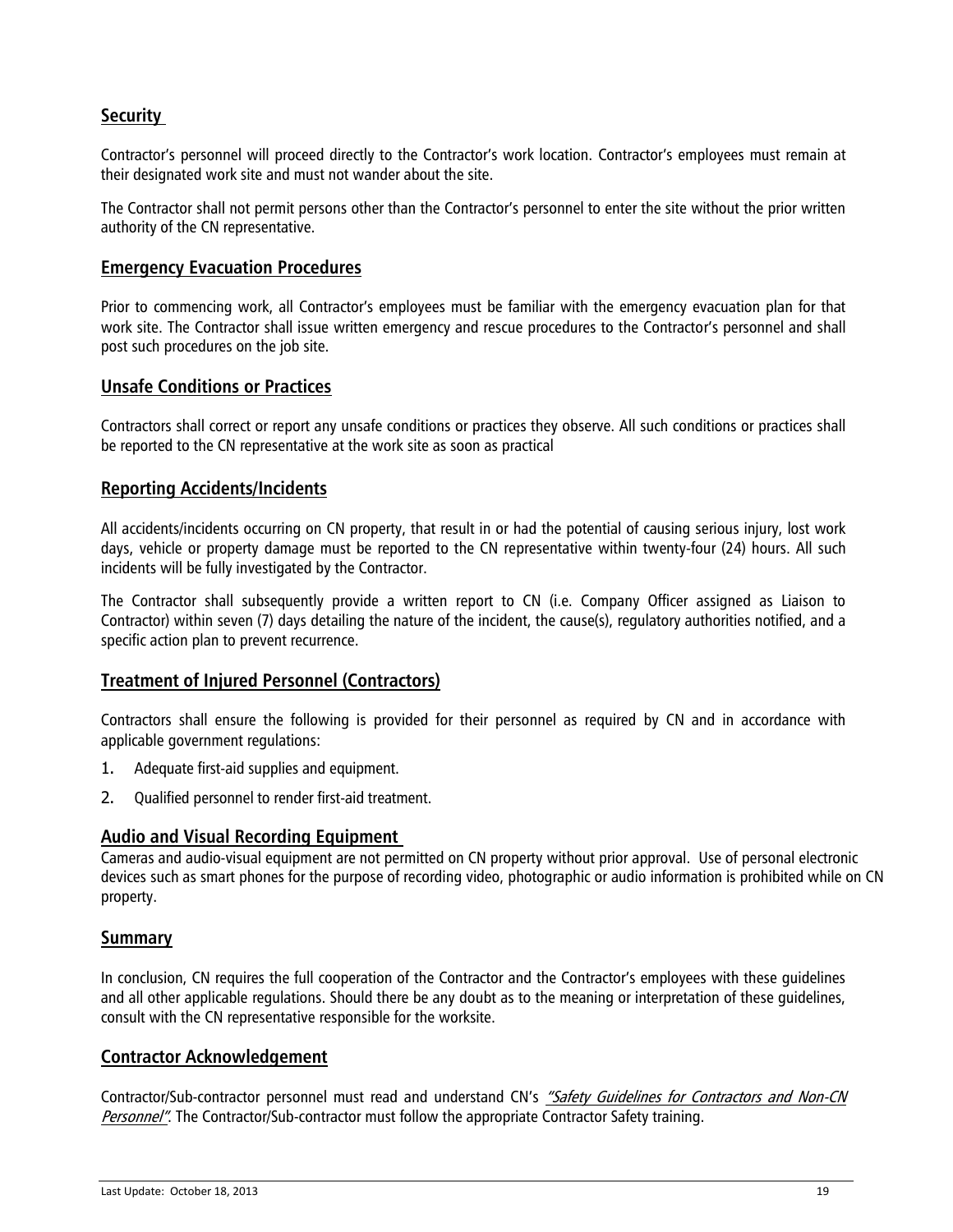## Security

Contractor's personnel will proceed directly to the Contractor's work location. Contractor's employees must remain at their designated work site and must not wander about the site.

The Contractor shall not permit persons other than the Contractor's personnel to enter the site without the prior written authority of the CN representative.

## Emergency Evacuation Procedures

Prior to commencing work, all Contractor's employees must be familiar with the emergency evacuation plan for that work site. The Contractor shall issue written emergency and rescue procedures to the Contractor's personnel and shall post such procedures on the job site.

## Unsafe Conditions or Practices

Contractors shall correct or report any unsafe conditions or practices they observe. All such conditions or practices shall be reported to the CN representative at the work site as soon as practical

## Reporting Accidents/Incidents

All accidents/incidents occurring on CN property, that result in or had the potential of causing serious injury, lost work days, vehicle or property damage must be reported to the CN representative within twenty-four (24) hours. All such incidents will be fully investigated by the Contractor.

The Contractor shall subsequently provide a written report to CN (i.e. Company Officer assigned as Liaison to Contractor) within seven (7) days detailing the nature of the incident, the cause(s), regulatory authorities notified, and a specific action plan to prevent recurrence.

## Treatment of Injured Personnel (Contractors)

Contractors shall ensure the following is provided for their personnel as required by CN and in accordance with applicable government regulations:

1. Adequate first-aid supplies and equipment.
2. Qualified personnel to render first-aid treatment.

## Audio and Visual Recording Equipment

Cameras and audio-visual equipment are not permitted on CN property without prior approval. Use of personal electronic devices such as smart phones for the purpose of recording video, photographic or audio information is prohibited while on CN property.

## Summary

In conclusion, CN requires the full cooperation of the Contractor and the Contractor's employees with these guidelines and all other applicable regulations. Should there be any doubt as to the meaning or interpretation of these guidelines, consult with the CN representative responsible for the worksite.

## Contractor Acknowledgement

Contractor/Sub-contractor personnel must read and understand CN's *"Safety Guidelines for Contractors and Non-CN Personnel"*. The Contractor/Sub-contractor must follow the appropriate Contractor Safety training.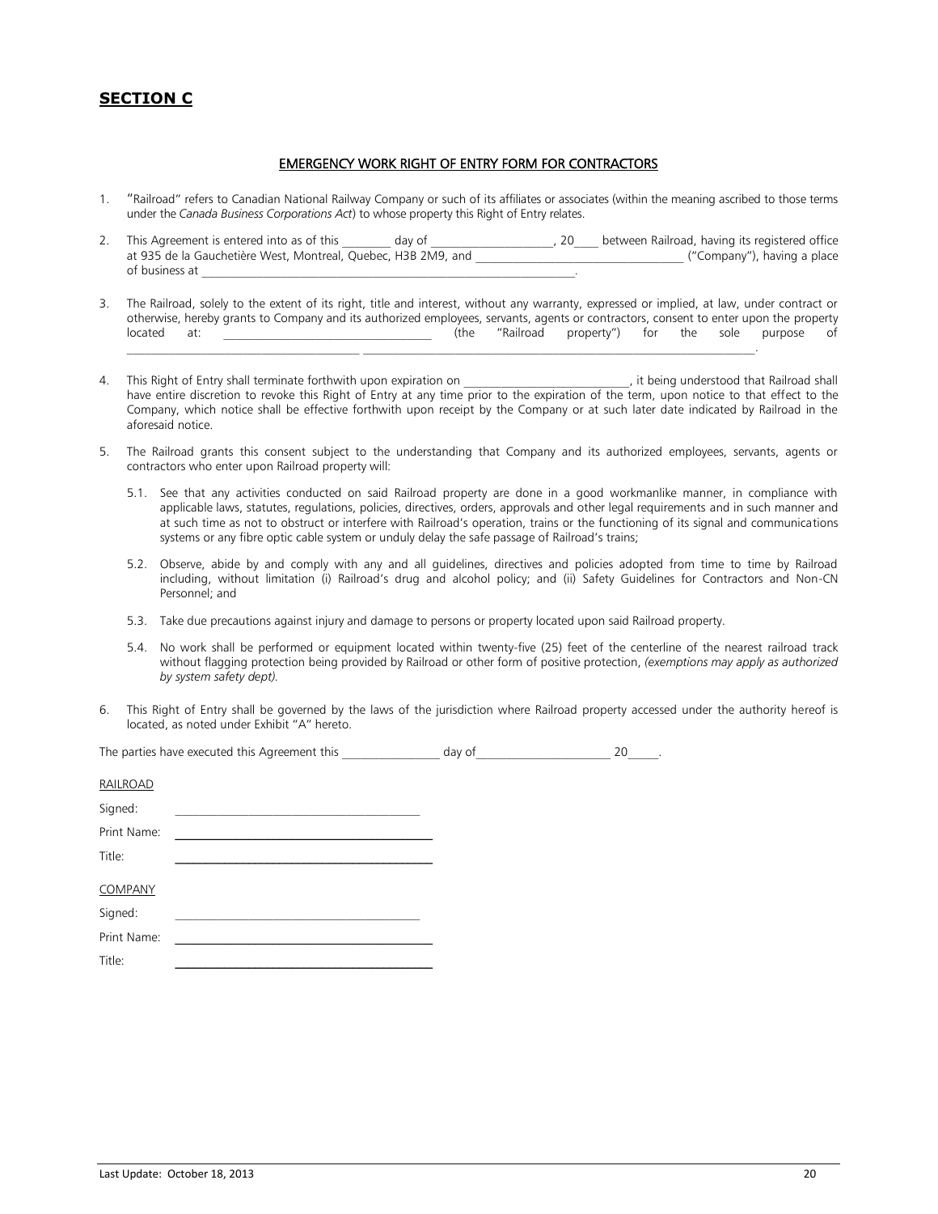## **SECTION C**

### EMERGENCY WORK RIGHT OF ENTRY FORM FOR CONTRACTORS

1. "Railroad" refers to Canadian National Railway Company or such of its affiliates or associates (within the meaning ascribed to those terms under the *Canada Business Corporations Act*) to whose property this Right of Entry relates.

2. This Agreement is entered into as of this ________ day of ____________________, 20____ between Railroad, having its registered office at 935 de la Gauchetière West, Montreal, Quebec, H3B 2M9, and __________________________________ ("Company"), having a place of business at _________________________________________________________________.

3. The Railroad, solely to the extent of its right, title and interest, without any warranty, expressed or implied, at law, under contract or otherwise, hereby grants to Company and its authorized employees, servants, agents or contractors, consent to enter upon the property located at: __________________________________ (the "Railroad property") for the sole purpose of ______________________________________ ____________________________________________________________________.

4. This Right of Entry shall terminate forthwith upon expiration on ___________________________, it being understood that Railroad shall have entire discretion to revoke this Right of Entry at any time prior to the expiration of the term, upon notice to that effect to the Company, which notice shall be effective forthwith upon receipt by the Company or at such later date indicated by Railroad in the aforesaid notice.

5. The Railroad grants this consent subject to the understanding that Company and its authorized employees, servants, agents or contractors who enter upon Railroad property will:

   5.1. See that any activities conducted on said Railroad property are done in a good workmanlike manner, in compliance with applicable laws, statutes, regulations, policies, directives, orders, approvals and other legal requirements and in such manner and at such time as not to obstruct or interfere with Railroad's operation, trains or the functioning of its signal and communications systems or any fibre optic cable system or unduly delay the safe passage of Railroad's trains;

   5.2. Observe, abide by and comply with any and all guidelines, directives and policies adopted from time to time by Railroad including, without limitation (i) Railroad's drug and alcohol policy; and (ii) Safety Guidelines for Contractors and Non-CN Personnel; and

   5.3. Take due precautions against injury and damage to persons or property located upon said Railroad property.

   5.4. No work shall be performed or equipment located within twenty-five (25) feet of the centerline of the nearest railroad track without flagging protection being provided by Railroad or other form of positive protection, *(exemptions may apply as authorized by system safety dept).*

6. This Right of Entry shall be governed by the laws of the jurisdiction where Railroad property accessed under the authority hereof is located, as noted under Exhibit "A" hereto.

The parties have executed this Agreement this ________________ day of______________________ 20_____.

RAILROAD

Signed: ________________________________________

Print Name: ________________________________________

Title: ________________________________________

COMPANY

Signed: ________________________________________

Print Name: ________________________________________

Title: ________________________________________

Last Update: October 18, 2013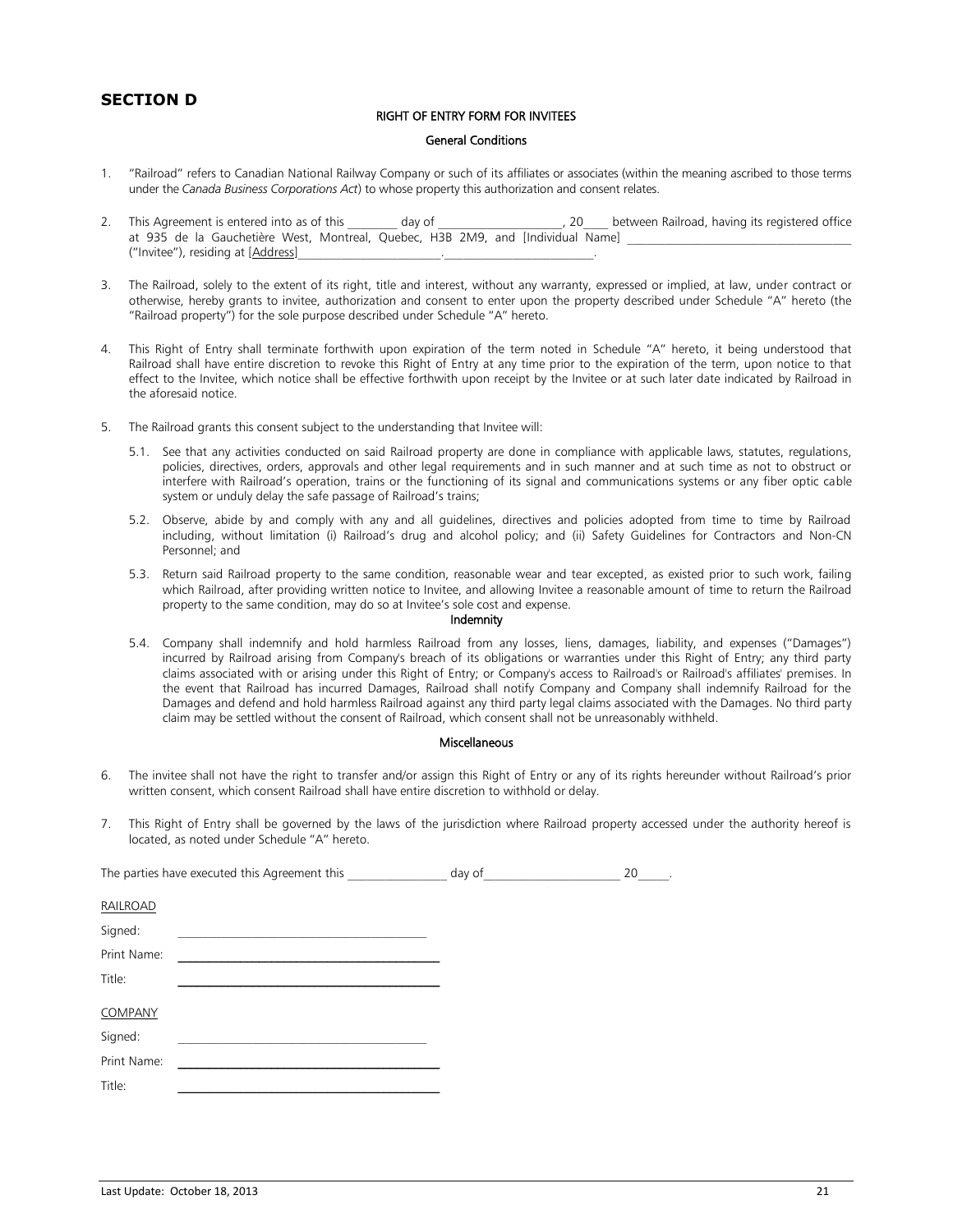## SECTION D

### RIGHT OF ENTRY FORM FOR INVITEES

#### General Conditions

1. "Railroad" refers to Canadian National Railway Company or such of its affiliates or associates (within the meaning ascribed to those terms under the *Canada Business Corporations Act*) to whose property this authorization and consent relates.

2. This Agreement is entered into as of this ________ day of ___________________, 20____ between Railroad, having its registered office at 935 de la Gauchetière West, Montreal, Quebec, H3B 2M9, and [Individual Name] ___________________________________ ("Invitee"), residing at [Address]_______________________.________________________.

3. The Railroad, solely to the extent of its right, title and interest, without any warranty, expressed or implied, at law, under contract or otherwise, hereby grants to invitee, authorization and consent to enter upon the property described under Schedule "A" hereto (the "Railroad property") for the sole purpose described under Schedule "A" hereto.

4. This Right of Entry shall terminate forthwith upon expiration of the term noted in Schedule "A" hereto, it being understood that Railroad shall have entire discretion to revoke this Right of Entry at any time prior to the expiration of the term, upon notice to that effect to the Invitee, which notice shall be effective forthwith upon receipt by the Invitee or at such later date indicated by Railroad in the aforesaid notice.

5. The Railroad grants this consent subject to the understanding that Invitee will:

   5.1. See that any activities conducted on said Railroad property are done in compliance with applicable laws, statutes, regulations, policies, directives, orders, approvals and other legal requirements and in such manner and at such time as not to obstruct or interfere with Railroad's operation, trains or the functioning of its signal and communications systems or any fiber optic cable system or unduly delay the safe passage of Railroad's trains;

   5.2. Observe, abide by and comply with any and all guidelines, directives and policies adopted from time to time by Railroad including, without limitation (i) Railroad's drug and alcohol policy; and (ii) Safety Guidelines for Contractors and Non-CN Personnel; and

   5.3. Return said Railroad property to the same condition, reasonable wear and tear excepted, as existed prior to such work, failing which Railroad, after providing written notice to Invitee, and allowing Invitee a reasonable amount of time to return the Railroad property to the same condition, may do so at Invitee's sole cost and expense.

#### Indemnity

   5.4. Company shall indemnify and hold harmless Railroad from any losses, liens, damages, liability, and expenses ("Damages") incurred by Railroad arising from Company's breach of its obligations or warranties under this Right of Entry; any third party claims associated with or arising under this Right of Entry; or Company's access to Railroad's or Railroad's affiliates' premises. In the event that Railroad has incurred Damages, Railroad shall notify Company and Company shall indemnify Railroad for the Damages and defend and hold harmless Railroad against any third party legal claims associated with the Damages. No third party claim may be settled without the consent of Railroad, which consent shall not be unreasonably withheld.

#### Miscellaneous

6. The invitee shall not have the right to transfer and/or assign this Right of Entry or any of its rights hereunder without Railroad's prior written consent, which consent Railroad shall have entire discretion to withhold or delay.

7. This Right of Entry shall be governed by the laws of the jurisdiction where Railroad property accessed under the authority hereof is located, as noted under Schedule "A" hereto.

The parties have executed this Agreement this _______________ day of_____________________ 20_____.

RAILROAD

Signed: ____________________________________

Print Name: ____________________________________

Title: ____________________________________

COMPANY

Signed: ____________________________________

Print Name: ____________________________________

Title: ____________________________________

Last Update: October 18, 2013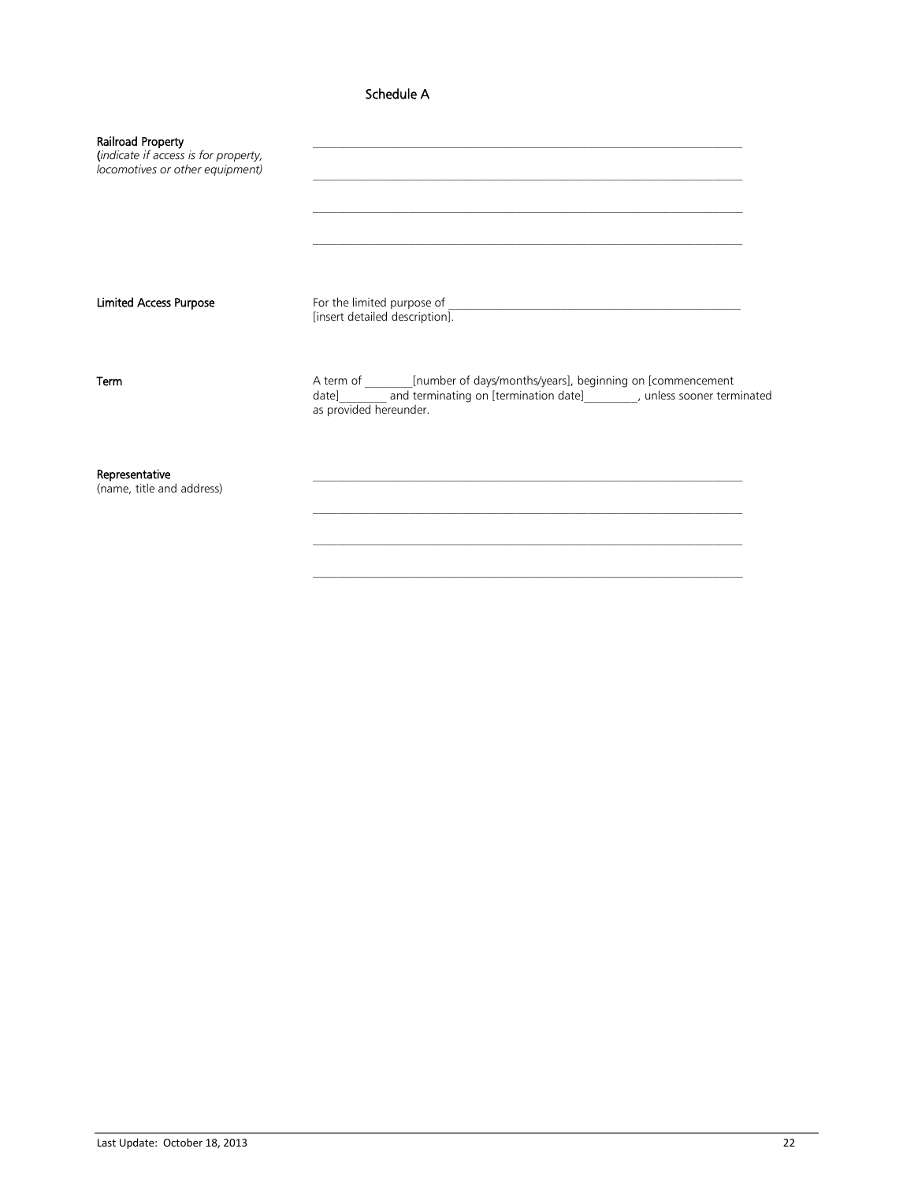# Schedule A

**Railroad Property**
(*indicate if access is for property, locomotives or other equipment)*

\_\_\_\_\_\_\_\_\_\_\_\_\_\_\_\_\_\_\_\_\_\_\_\_\_\_\_\_\_\_\_\_\_\_\_\_\_\_\_\_\_\_\_\_\_\_\_\_\_\_\_\_\_\_\_\_\_\_\_\_\_\_\_\_\_\_\_\_\_\_\_\_

\_\_\_\_\_\_\_\_\_\_\_\_\_\_\_\_\_\_\_\_\_\_\_\_\_\_\_\_\_\_\_\_\_\_\_\_\_\_\_\_\_\_\_\_\_\_\_\_\_\_\_\_\_\_\_\_\_\_\_\_\_\_\_\_\_\_\_\_\_\_\_\_

\_\_\_\_\_\_\_\_\_\_\_\_\_\_\_\_\_\_\_\_\_\_\_\_\_\_\_\_\_\_\_\_\_\_\_\_\_\_\_\_\_\_\_\_\_\_\_\_\_\_\_\_\_\_\_\_\_\_\_\_\_\_\_\_\_\_\_\_\_\_\_\_

\_\_\_\_\_\_\_\_\_\_\_\_\_\_\_\_\_\_\_\_\_\_\_\_\_\_\_\_\_\_\_\_\_\_\_\_\_\_\_\_\_\_\_\_\_\_\_\_\_\_\_\_\_\_\_\_\_\_\_\_\_\_\_\_\_\_\_\_\_\_\_\_

**Limited Access Purpose**

For the limited purpose of \_\_\_\_\_\_\_\_\_\_\_\_\_\_\_\_\_\_\_\_\_\_\_\_\_\_\_\_\_\_\_\_\_\_\_\_\_\_\_\_\_\_\_\_\_\_\_\_\_ [insert detailed description].

**Term**

A term of \_\_\_\_\_\_\_\_[number of days/months/years], beginning on [commencement date]\_\_\_\_\_\_\_\_ and terminating on [termination date]\_\_\_\_\_\_\_\_\_, unless sooner terminated as provided hereunder.

**Representative**
(name, title and address)

\_\_\_\_\_\_\_\_\_\_\_\_\_\_\_\_\_\_\_\_\_\_\_\_\_\_\_\_\_\_\_\_\_\_\_\_\_\_\_\_\_\_\_\_\_\_\_\_\_\_\_\_\_\_\_\_\_\_\_\_\_\_\_\_\_\_\_\_\_\_\_\_

\_\_\_\_\_\_\_\_\_\_\_\_\_\_\_\_\_\_\_\_\_\_\_\_\_\_\_\_\_\_\_\_\_\_\_\_\_\_\_\_\_\_\_\_\_\_\_\_\_\_\_\_\_\_\_\_\_\_\_\_\_\_\_\_\_\_\_\_\_\_\_\_

\_\_\_\_\_\_\_\_\_\_\_\_\_\_\_\_\_\_\_\_\_\_\_\_\_\_\_\_\_\_\_\_\_\_\_\_\_\_\_\_\_\_\_\_\_\_\_\_\_\_\_\_\_\_\_\_\_\_\_\_\_\_\_\_\_\_\_\_\_\_\_\_

\_\_\_\_\_\_\_\_\_\_\_\_\_\_\_\_\_\_\_\_\_\_\_\_\_\_\_\_\_\_\_\_\_\_\_\_\_\_\_\_\_\_\_\_\_\_\_\_\_\_\_\_\_\_\_\_\_\_\_\_\_\_\_\_\_\_\_\_\_\_\_\_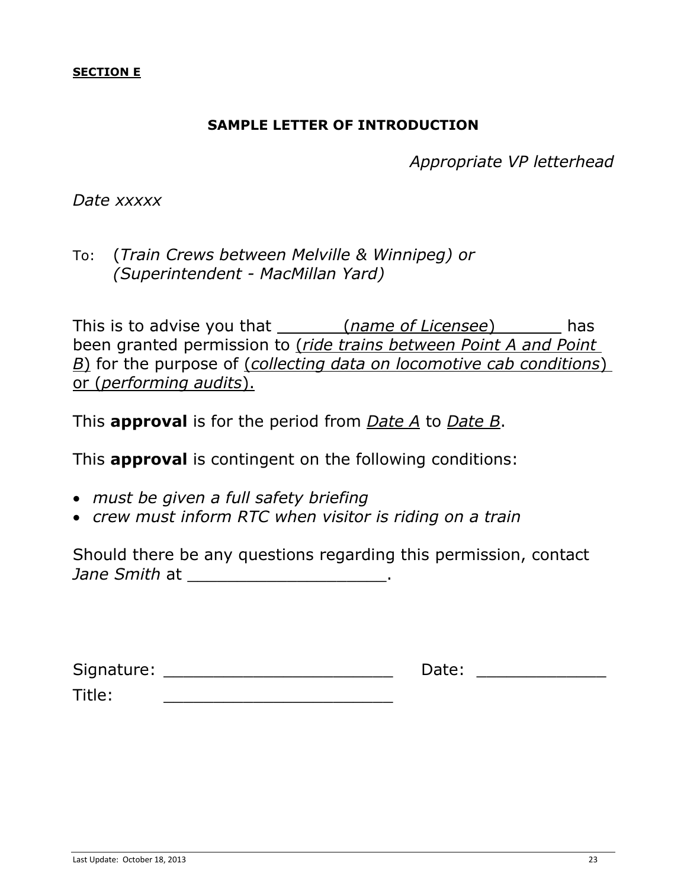**SECTION E**

## SAMPLE LETTER OF INTRODUCTION

*Appropriate VP letterhead*

*Date xxxxx*

To: (*Train Crews between Melville & Winnipeg) or*
(*Superintendent - MacMillan Yard)*

This is to advise you that ______(*name of Licensee*)______ has been granted permission to (*ride trains between Point A and Point B*) for the purpose of (*collecting data on locomotive cab conditions*) or (*performing audits*).

This **approval** is for the period from *Date A* to *Date B*.

This **approval** is contingent on the following conditions:

- *must be given a full safety briefing*
- *crew must inform RTC when visitor is riding on a train*

Should there be any questions regarding this permission, contact *Jane Smith* at ____________________.

Signature: _______________________ Date: _____________

Title: _______________________

Last Update: October 18, 2013